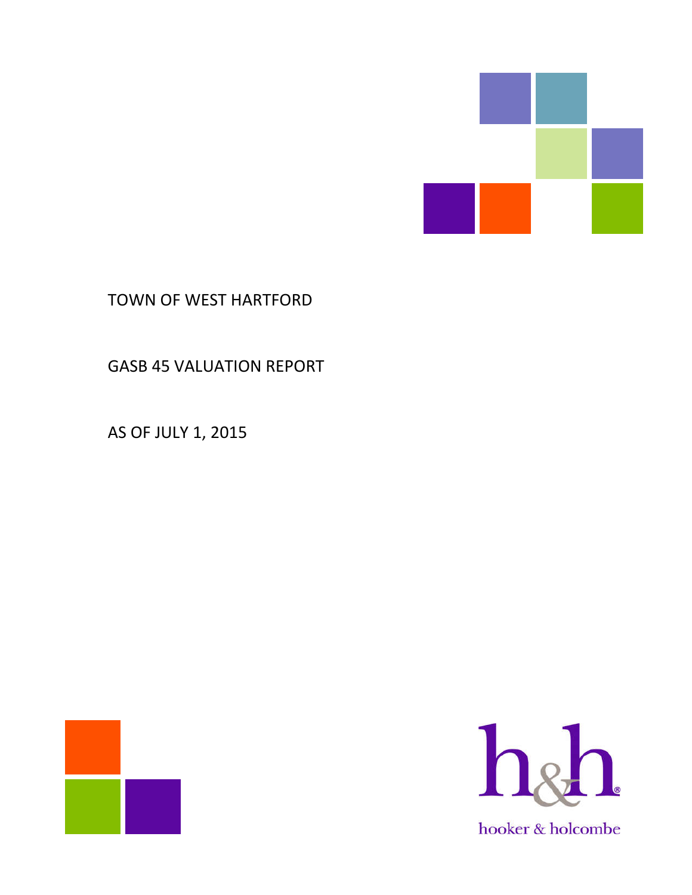# TOWN OF WEST HARTFORD

## GASB 45 VALUATION REPORT

## AS OF JULY 1, 2015

h&h

hooker & holcombe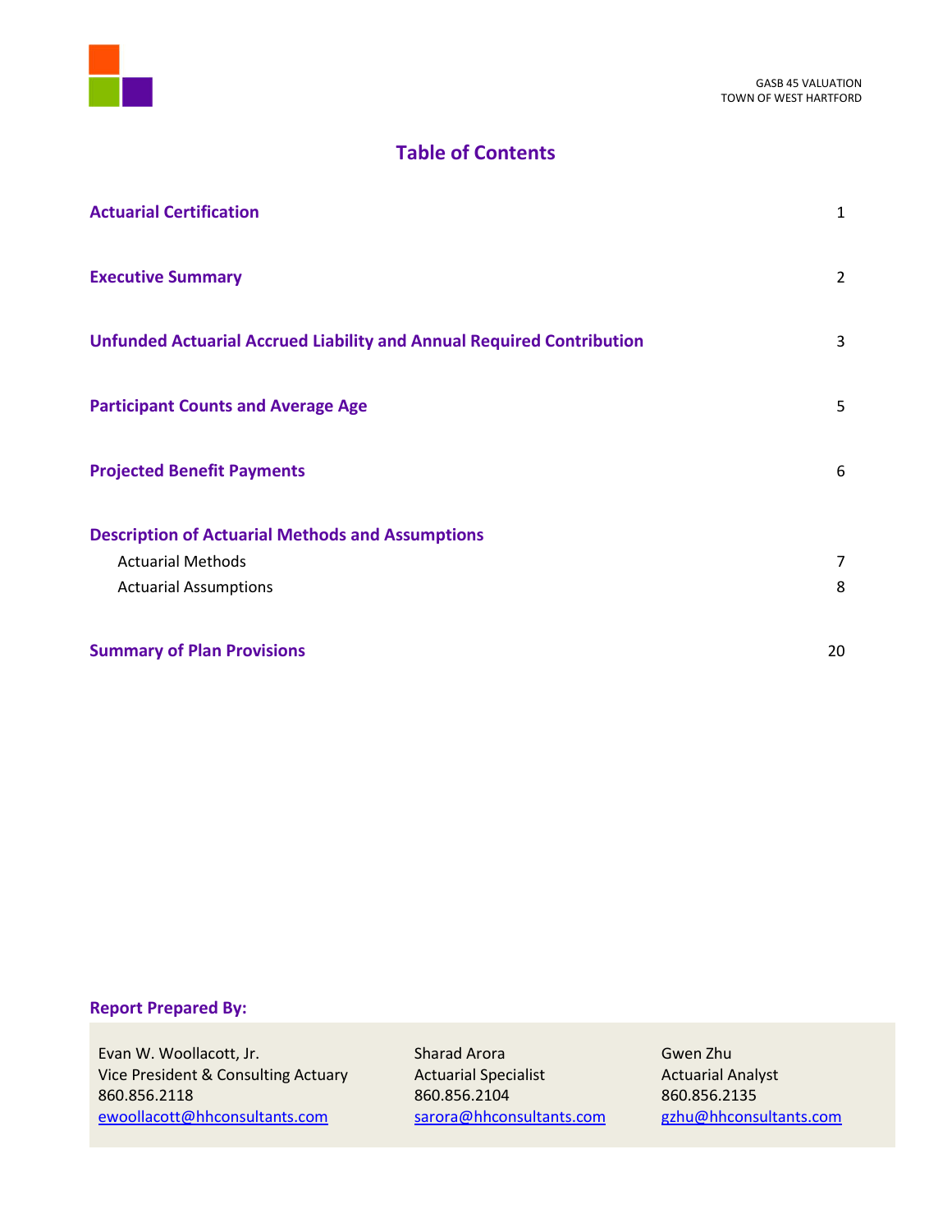# Table of Contents

| Section | Page |
|---|---|
| **Actuarial Certification** | 1 |
| **Executive Summary** | 2 |
| **Unfunded Actuarial Accrued Liability and Annual Required Contribution** | 3 |
| **Participant Counts and Average Age** | 5 |
| **Projected Benefit Payments** | 6 |
| **Description of Actuarial Methods and Assumptions** | |
| Actuarial Methods | 7 |
| Actuarial Assumptions | 8 |
| **Summary of Plan Provisions** | 20 |

**Report Prepared By:**

Evan W. Woollacott, Jr.
Vice President & Consulting Actuary
860.856.2118
ewoollacott@hhconsultants.com

Sharad Arora
Actuarial Specialist
860.856.2104
sarora@hhconsultants.com

Gwen Zhu
Actuarial Analyst
860.856.2135
gzhu@hhconsultants.com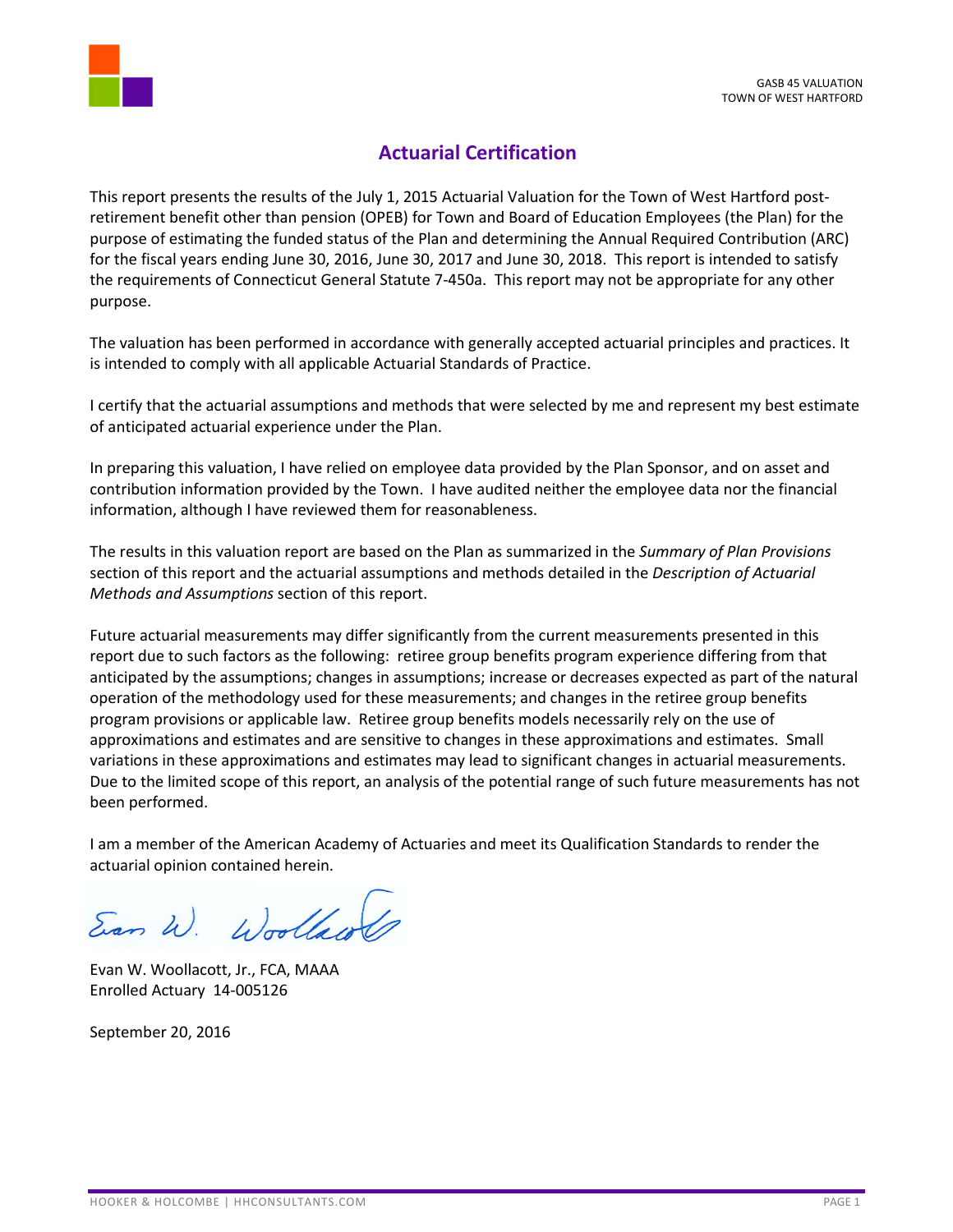# Actuarial Certification

This report presents the results of the July 1, 2015 Actuarial Valuation for the Town of West Hartford post-retirement benefit other than pension (OPEB) for Town and Board of Education Employees (the Plan) for the purpose of estimating the funded status of the Plan and determining the Annual Required Contribution (ARC) for the fiscal years ending June 30, 2016, June 30, 2017 and June 30, 2018. This report is intended to satisfy the requirements of Connecticut General Statute 7-450a. This report may not be appropriate for any other purpose.

The valuation has been performed in accordance with generally accepted actuarial principles and practices. It is intended to comply with all applicable Actuarial Standards of Practice.

I certify that the actuarial assumptions and methods that were selected by me and represent my best estimate of anticipated actuarial experience under the Plan.

In preparing this valuation, I have relied on employee data provided by the Plan Sponsor, and on asset and contribution information provided by the Town. I have audited neither the employee data nor the financial information, although I have reviewed them for reasonableness.

The results in this valuation report are based on the Plan as summarized in the *Summary of Plan Provisions* section of this report and the actuarial assumptions and methods detailed in the *Description of Actuarial Methods and Assumptions* section of this report.

Future actuarial measurements may differ significantly from the current measurements presented in this report due to such factors as the following: retiree group benefits program experience differing from that anticipated by the assumptions; changes in assumptions; increase or decreases expected as part of the natural operation of the methodology used for these measurements; and changes in the retiree group benefits program provisions or applicable law. Retiree group benefits models necessarily rely on the use of approximations and estimates and are sensitive to changes in these approximations and estimates. Small variations in these approximations and estimates may lead to significant changes in actuarial measurements. Due to the limited scope of this report, an analysis of the potential range of such future measurements has not been performed.

I am a member of the American Academy of Actuaries and meet its Qualification Standards to render the actuarial opinion contained herein.

Evan W. Woollacott, Jr., FCA, MAAA
Enrolled Actuary 14-005126

September 20, 2016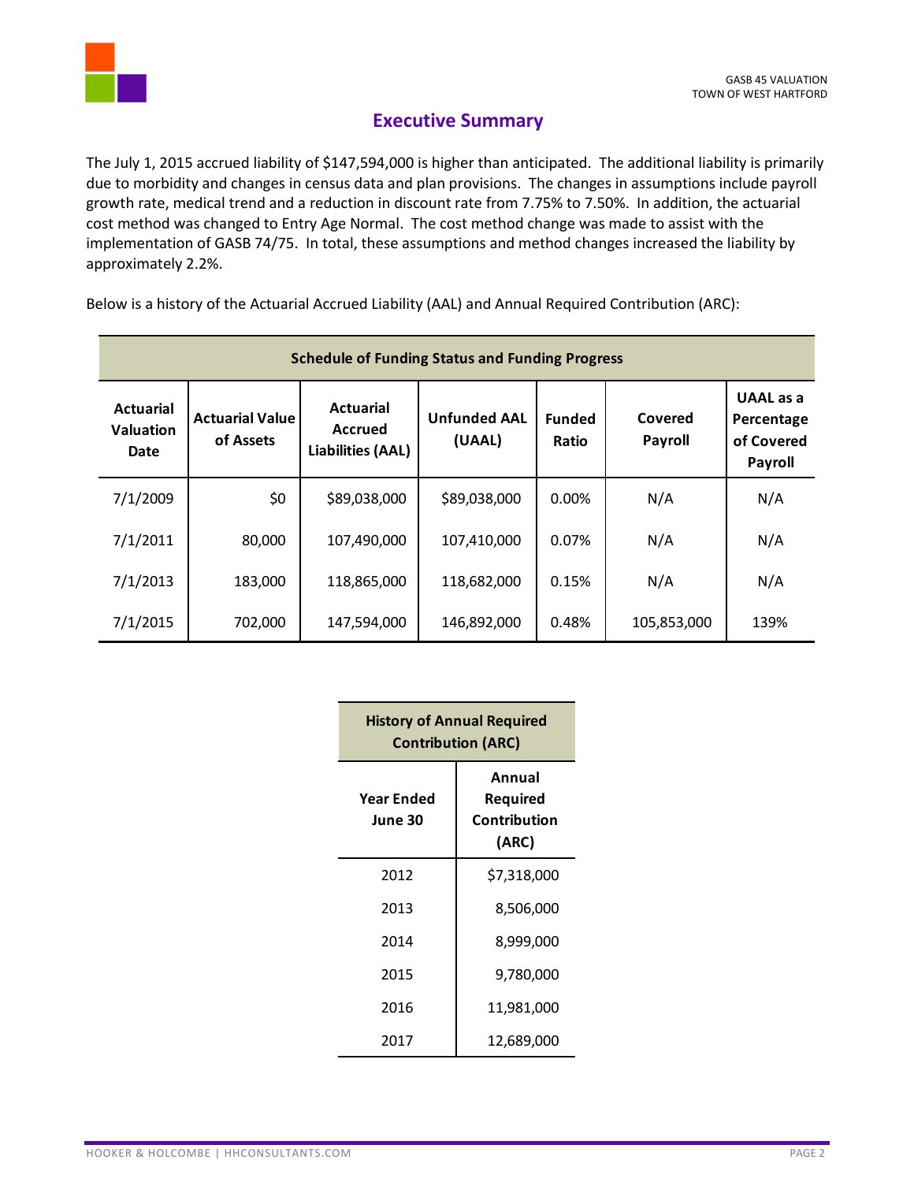## Executive Summary

The July 1, 2015 accrued liability of $147,594,000 is higher than anticipated. The additional liability is primarily due to morbidity and changes in census data and plan provisions. The changes in assumptions include payroll growth rate, medical trend and a reduction in discount rate from 7.75% to 7.50%. In addition, the actuarial cost method was changed to Entry Age Normal. The cost method change was made to assist with the implementation of GASB 74/75. In total, these assumptions and method changes increased the liability by approximately 2.2%.

Below is a history of the Actuarial Accrued Liability (AAL) and Annual Required Contribution (ARC):

**Schedule of Funding Status and Funding Progress**

| Actuarial Valuation Date | Actuarial Value of Assets | Actuarial Accrued Liabilities (AAL) | Unfunded AAL (UAAL) | Funded Ratio | Covered Payroll | UAAL as a Percentage of Covered Payroll |
|---|---|---|---|---|---|---|
| 7/1/2009 | $0 | $89,038,000 | $89,038,000 | 0.00% | N/A | N/A |
| 7/1/2011 | 80,000 | 107,490,000 | 107,410,000 | 0.07% | N/A | N/A |
| 7/1/2013 | 183,000 | 118,865,000 | 118,682,000 | 0.15% | N/A | N/A |
| 7/1/2015 | 702,000 | 147,594,000 | 146,892,000 | 0.48% | 105,853,000 | 139% |

**History of Annual Required Contribution (ARC)**

| Year Ended June 30 | Annual Required Contribution (ARC) |
|---|---|
| 2012 | $7,318,000 |
| 2013 | 8,506,000 |
| 2014 | 8,999,000 |
| 2015 | 9,780,000 |
| 2016 | 11,981,000 |
| 2017 | 12,689,000 |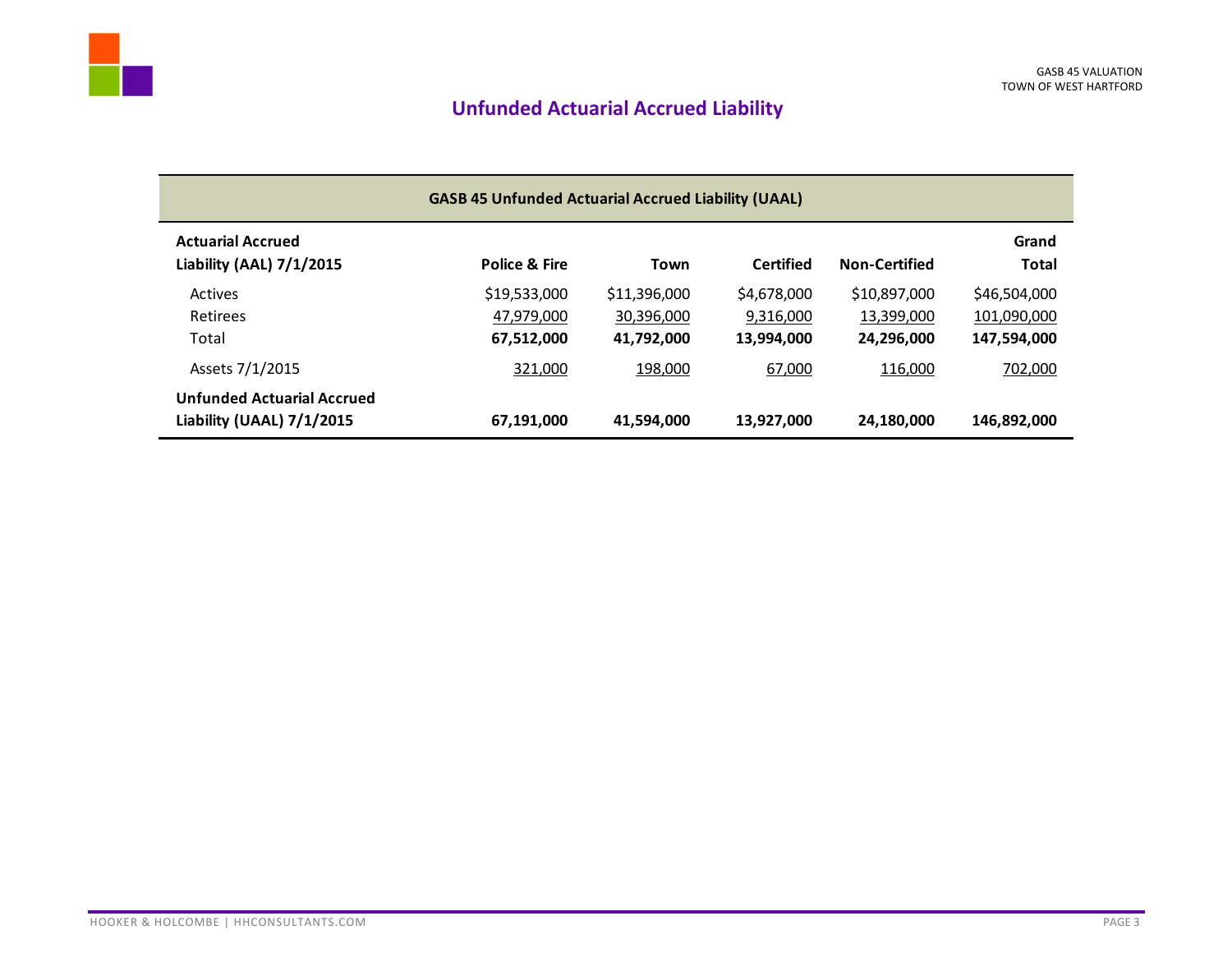## Unfunded Actuarial Accrued Liability

| GASB 45 Unfunded Actuarial Accrued Liability (UAAL) | | | | | |
|---|---|---|---|---|---|
| **Actuarial Accrued Liability (AAL) 7/1/2015** | **Police & Fire** | **Town** | **Certified** | **Non-Certified** | **Grand Total** |
| Actives | $19,533,000 | $11,396,000 | $4,678,000 | $10,897,000 | $46,504,000 |
| Retirees | 47,979,000 | 30,396,000 | 9,316,000 | 13,399,000 | 101,090,000 |
| Total | **67,512,000** | **41,792,000** | **13,994,000** | **24,296,000** | **147,594,000** |
| Assets 7/1/2015 | 321,000 | 198,000 | 67,000 | 116,000 | 702,000 |
| **Unfunded Actuarial Accrued Liability (UAAL) 7/1/2015** | **67,191,000** | **41,594,000** | **13,927,000** | **24,180,000** | **146,892,000** |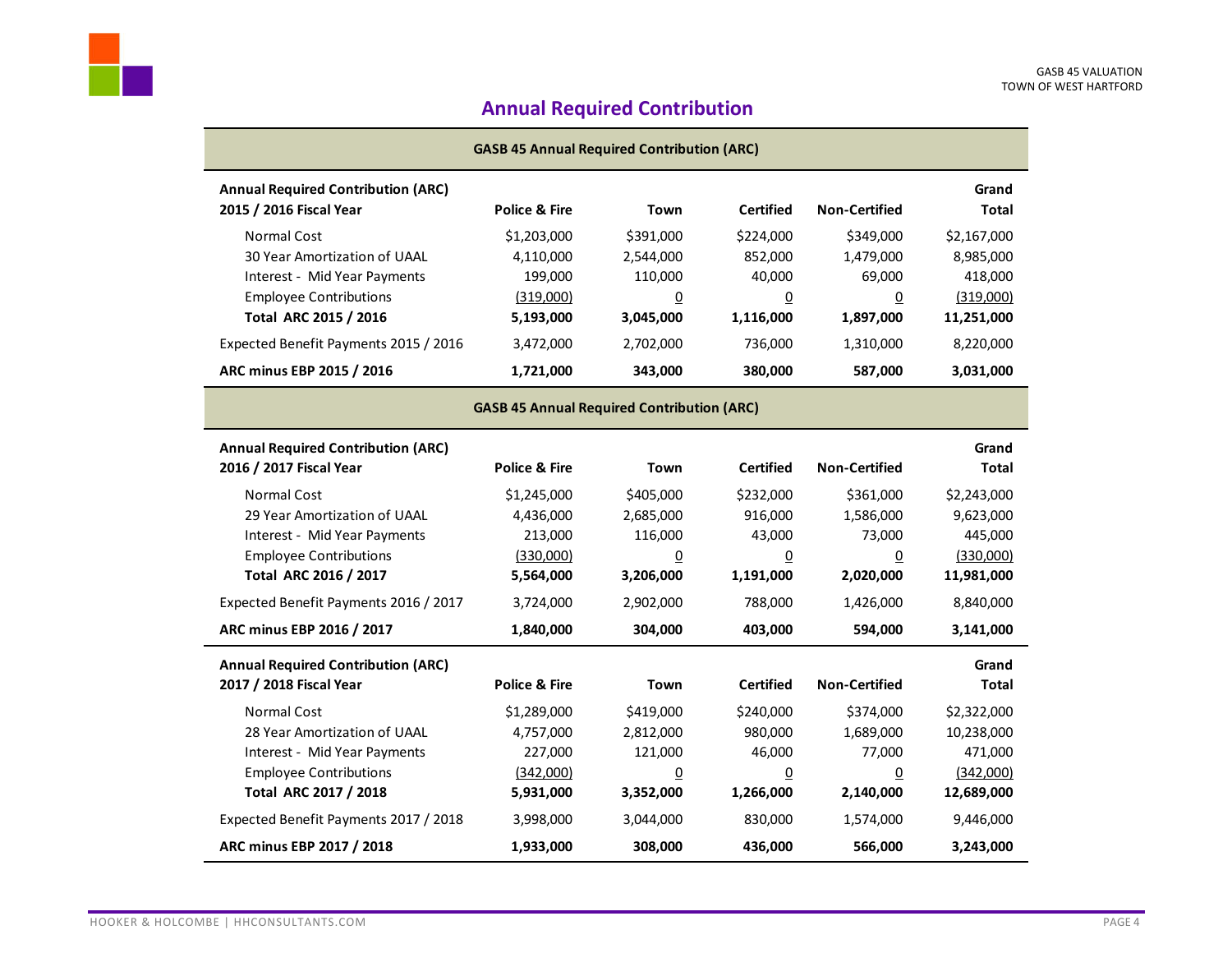## Annual Required Contribution

| GASB 45 Annual Required Contribution (ARC) | | | | | |
|---|---|---|---|---|---|
| **Annual Required Contribution (ARC) 2015 / 2016 Fiscal Year** | **Police & Fire** | **Town** | **Certified** | **Non-Certified** | **Grand Total** |
| Normal Cost | $1,203,000 | $391,000 | $224,000 | $349,000 | $2,167,000 |
| 30 Year Amortization of UAAL | 4,110,000 | 2,544,000 | 852,000 | 1,479,000 | 8,985,000 |
| Interest - Mid Year Payments | 199,000 | 110,000 | 40,000 | 69,000 | 418,000 |
| Employee Contributions | (319,000) | 0 | 0 | 0 | (319,000) |
| **Total ARC 2015 / 2016** | **5,193,000** | **3,045,000** | **1,116,000** | **1,897,000** | **11,251,000** |
| Expected Benefit Payments 2015 / 2016 | 3,472,000 | 2,702,000 | 736,000 | 1,310,000 | 8,220,000 |
| **ARC minus EBP 2015 / 2016** | **1,721,000** | **343,000** | **380,000** | **587,000** | **3,031,000** |

| GASB 45 Annual Required Contribution (ARC) | | | | | |
|---|---|---|---|---|---|
| **Annual Required Contribution (ARC) 2016 / 2017 Fiscal Year** | **Police & Fire** | **Town** | **Certified** | **Non-Certified** | **Grand Total** |
| Normal Cost | $1,245,000 | $405,000 | $232,000 | $361,000 | $2,243,000 |
| 29 Year Amortization of UAAL | 4,436,000 | 2,685,000 | 916,000 | 1,586,000 | 9,623,000 |
| Interest - Mid Year Payments | 213,000 | 116,000 | 43,000 | 73,000 | 445,000 |
| Employee Contributions | (330,000) | 0 | 0 | 0 | (330,000) |
| **Total ARC 2016 / 2017** | **5,564,000** | **3,206,000** | **1,191,000** | **2,020,000** | **11,981,000** |
| Expected Benefit Payments 2016 / 2017 | 3,724,000 | 2,902,000 | 788,000 | 1,426,000 | 8,840,000 |
| **ARC minus EBP 2016 / 2017** | **1,840,000** | **304,000** | **403,000** | **594,000** | **3,141,000** |
| **Annual Required Contribution (ARC) 2017 / 2018 Fiscal Year** | **Police & Fire** | **Town** | **Certified** | **Non-Certified** | **Grand Total** |
| Normal Cost | $1,289,000 | $419,000 | $240,000 | $374,000 | $2,322,000 |
| 28 Year Amortization of UAAL | 4,757,000 | 2,812,000 | 980,000 | 1,689,000 | 10,238,000 |
| Interest - Mid Year Payments | 227,000 | 121,000 | 46,000 | 77,000 | 471,000 |
| Employee Contributions | (342,000) | 0 | 0 | 0 | (342,000) |
| **Total ARC 2017 / 2018** | **5,931,000** | **3,352,000** | **1,266,000** | **2,140,000** | **12,689,000** |
| Expected Benefit Payments 2017 / 2018 | 3,998,000 | 3,044,000 | 830,000 | 1,574,000 | 9,446,000 |
| **ARC minus EBP 2017 / 2018** | **1,933,000** | **308,000** | **436,000** | **566,000** | **3,243,000** |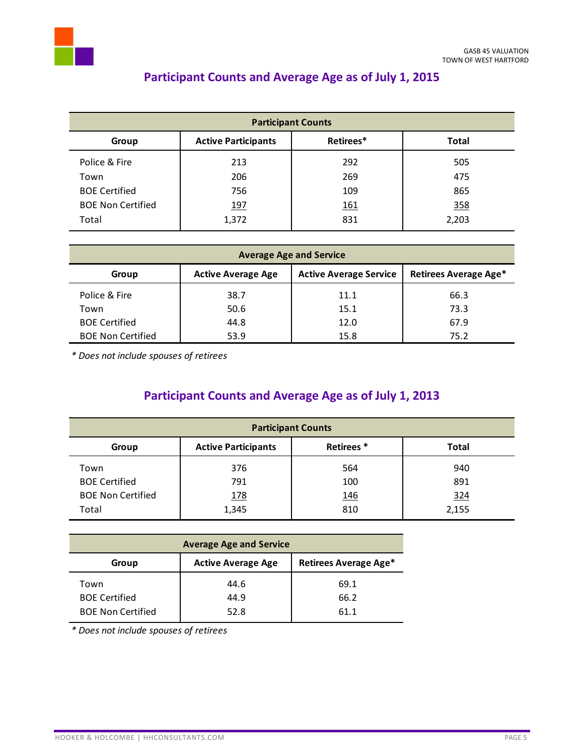## Participant Counts and Average Age as of July 1, 2015

| Participant Counts | | | |
|---|---|---|---|
| **Group** | **Active Participants** | **Retirees*** | **Total** |
| Police & Fire | 213 | 292 | 505 |
| Town | 206 | 269 | 475 |
| BOE Certified | 756 | 109 | 865 |
| BOE Non Certified | 197 | 161 | 358 |
| Total | 1,372 | 831 | 2,203 |

| Average Age and Service | | | |
|---|---|---|---|
| **Group** | **Active Average Age** | **Active Average Service** | **Retirees Average Age*** |
| Police & Fire | 38.7 | 11.1 | 66.3 |
| Town | 50.6 | 15.1 | 73.3 |
| BOE Certified | 44.8 | 12.0 | 67.9 |
| BOE Non Certified | 53.9 | 15.8 | 75.2 |

*\* Does not include spouses of retirees*

## Participant Counts and Average Age as of July 1, 2013

| Participant Counts | | | |
|---|---|---|---|
| **Group** | **Active Participants** | **Retirees *** | **Total** |
| Town | 376 | 564 | 940 |
| BOE Certified | 791 | 100 | 891 |
| BOE Non Certified | 178 | 146 | 324 |
| Total | 1,345 | 810 | 2,155 |

| Average Age and Service | | |
|---|---|---|
| **Group** | **Active Average Age** | **Retirees Average Age*** |
| Town | 44.6 | 69.1 |
| BOE Certified | 44.9 | 66.2 |
| BOE Non Certified | 52.8 | 61.1 |

*\* Does not include spouses of retirees*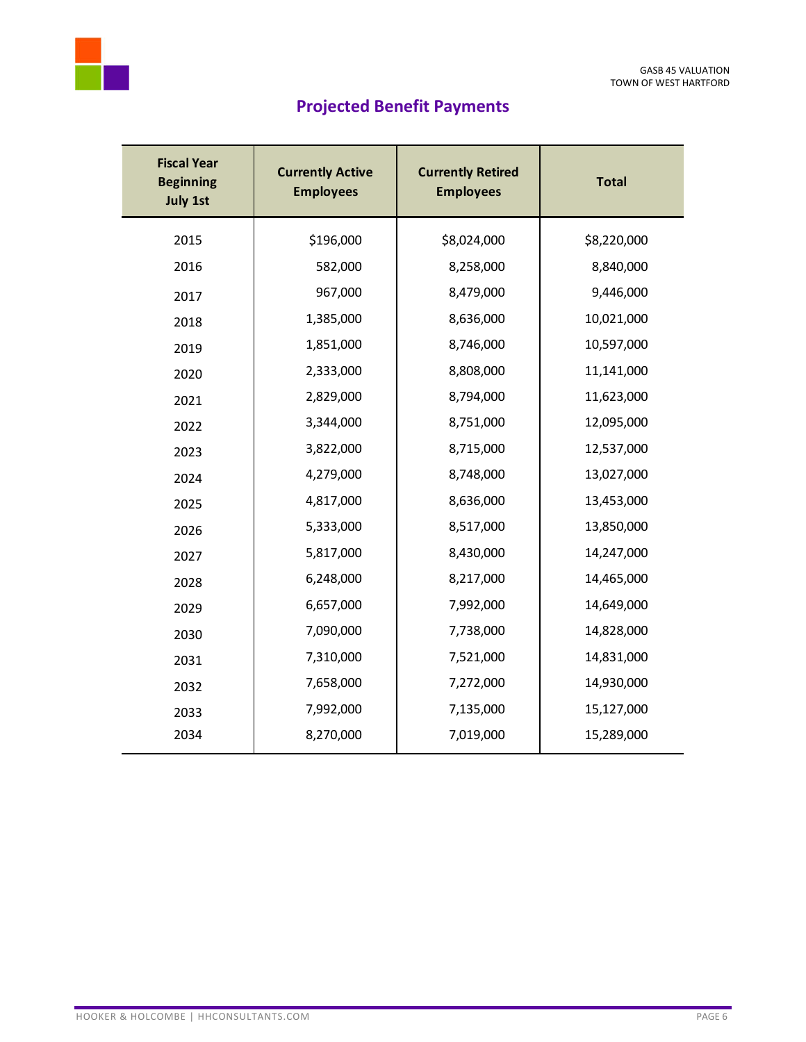# Projected Benefit Payments

| Fiscal Year Beginning July 1st | Currently Active Employees | Currently Retired Employees | Total |
|---|---|---|---|
| 2015 | $196,000 | $8,024,000 | $8,220,000 |
| 2016 | 582,000 | 8,258,000 | 8,840,000 |
| 2017 | 967,000 | 8,479,000 | 9,446,000 |
| 2018 | 1,385,000 | 8,636,000 | 10,021,000 |
| 2019 | 1,851,000 | 8,746,000 | 10,597,000 |
| 2020 | 2,333,000 | 8,808,000 | 11,141,000 |
| 2021 | 2,829,000 | 8,794,000 | 11,623,000 |
| 2022 | 3,344,000 | 8,751,000 | 12,095,000 |
| 2023 | 3,822,000 | 8,715,000 | 12,537,000 |
| 2024 | 4,279,000 | 8,748,000 | 13,027,000 |
| 2025 | 4,817,000 | 8,636,000 | 13,453,000 |
| 2026 | 5,333,000 | 8,517,000 | 13,850,000 |
| 2027 | 5,817,000 | 8,430,000 | 14,247,000 |
| 2028 | 6,248,000 | 8,217,000 | 14,465,000 |
| 2029 | 6,657,000 | 7,992,000 | 14,649,000 |
| 2030 | 7,090,000 | 7,738,000 | 14,828,000 |
| 2031 | 7,310,000 | 7,521,000 | 14,831,000 |
| 2032 | 7,658,000 | 7,272,000 | 14,930,000 |
| 2033 | 7,992,000 | 7,135,000 | 15,127,000 |
| 2034 | 8,270,000 | 7,019,000 | 15,289,000 |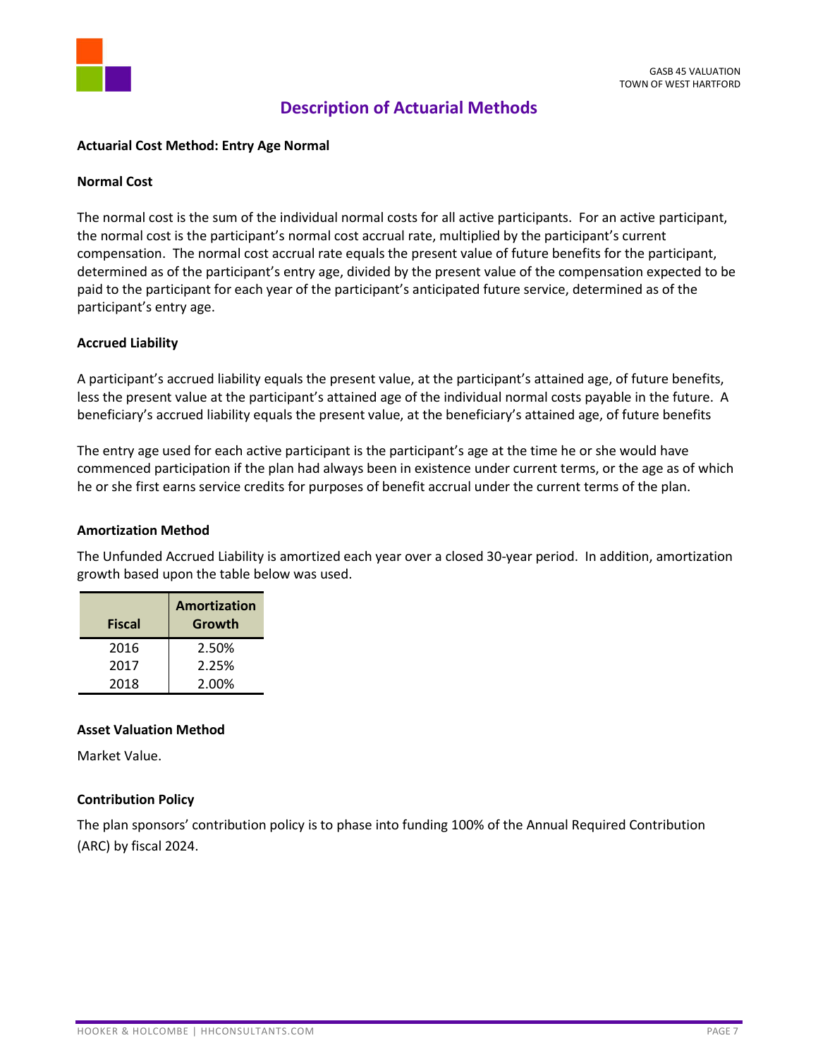## Description of Actuarial Methods

**Actuarial Cost Method: Entry Age Normal**

**Normal Cost**

The normal cost is the sum of the individual normal costs for all active participants. For an active participant, the normal cost is the participant's normal cost accrual rate, multiplied by the participant's current compensation. The normal cost accrual rate equals the present value of future benefits for the participant, determined as of the participant's entry age, divided by the present value of the compensation expected to be paid to the participant for each year of the participant's anticipated future service, determined as of the participant's entry age.

**Accrued Liability**

A participant's accrued liability equals the present value, at the participant's attained age, of future benefits, less the present value at the participant's attained age of the individual normal costs payable in the future. A beneficiary's accrued liability equals the present value, at the beneficiary's attained age, of future benefits

The entry age used for each active participant is the participant's age at the time he or she would have commenced participation if the plan had always been in existence under current terms, or the age as of which he or she first earns service credits for purposes of benefit accrual under the current terms of the plan.

**Amortization Method**

The Unfunded Accrued Liability is amortized each year over a closed 30-year period. In addition, amortization growth based upon the table below was used.

| Fiscal | Amortization Growth |
|---|---|
| 2016 | 2.50% |
| 2017 | 2.25% |
| 2018 | 2.00% |

**Asset Valuation Method**

Market Value.

**Contribution Policy**

The plan sponsors' contribution policy is to phase into funding 100% of the Annual Required Contribution (ARC) by fiscal 2024.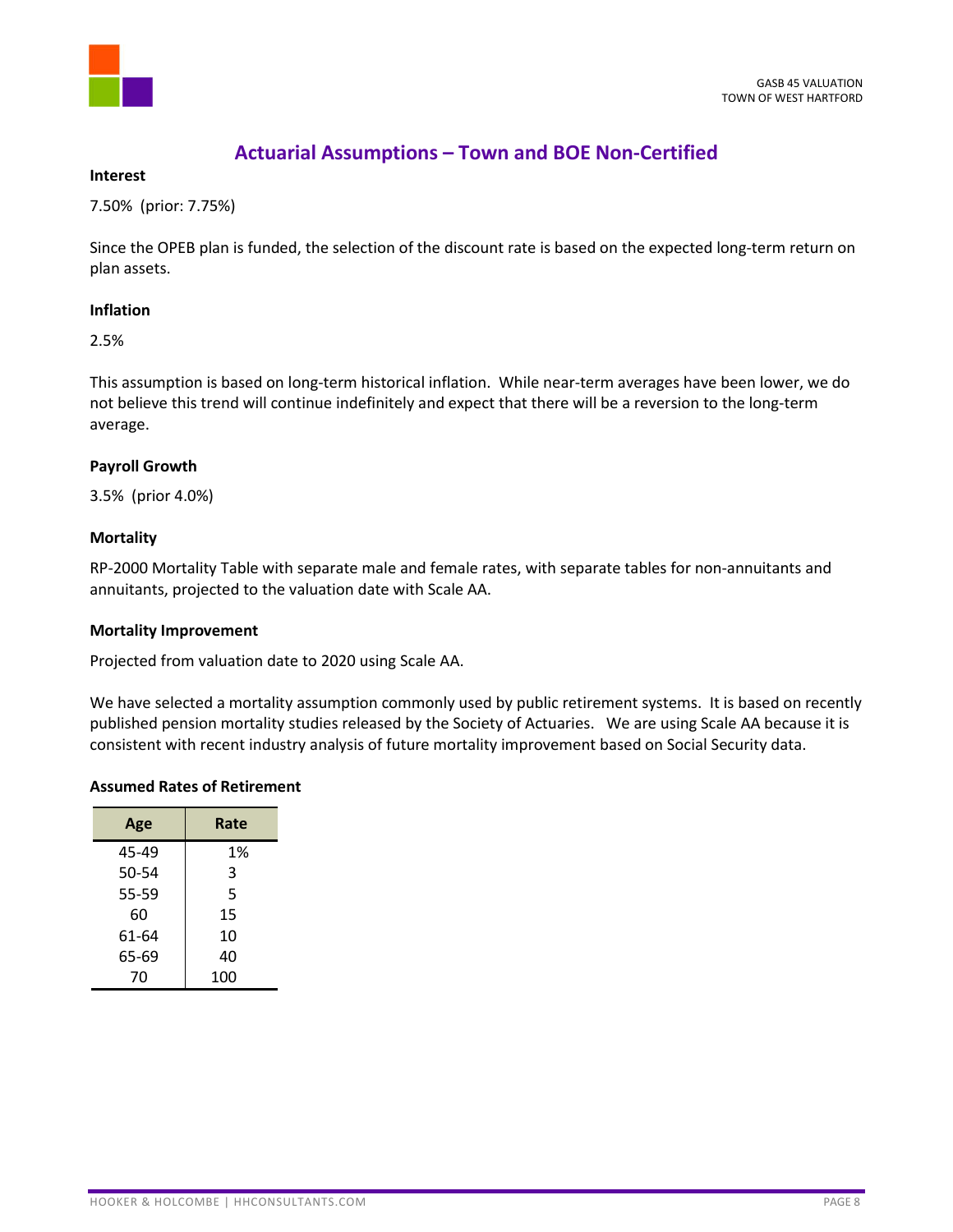## Actuarial Assumptions – Town and BOE Non-Certified

**Interest**

7.50% (prior: 7.75%)

Since the OPEB plan is funded, the selection of the discount rate is based on the expected long-term return on plan assets.

**Inflation**

2.5%

This assumption is based on long-term historical inflation. While near-term averages have been lower, we do not believe this trend will continue indefinitely and expect that there will be a reversion to the long-term average.

**Payroll Growth**

3.5% (prior 4.0%)

**Mortality**

RP-2000 Mortality Table with separate male and female rates, with separate tables for non-annuitants and annuitants, projected to the valuation date with Scale AA.

**Mortality Improvement**

Projected from valuation date to 2020 using Scale AA.

We have selected a mortality assumption commonly used by public retirement systems. It is based on recently published pension mortality studies released by the Society of Actuaries. We are using Scale AA because it is consistent with recent industry analysis of future mortality improvement based on Social Security data.

**Assumed Rates of Retirement**

| Age | Rate |
|---|---|
| 45-49 | 1% |
| 50-54 | 3 |
| 55-59 | 5 |
| 60 | 15 |
| 61-64 | 10 |
| 65-69 | 40 |
| 70 | 100 |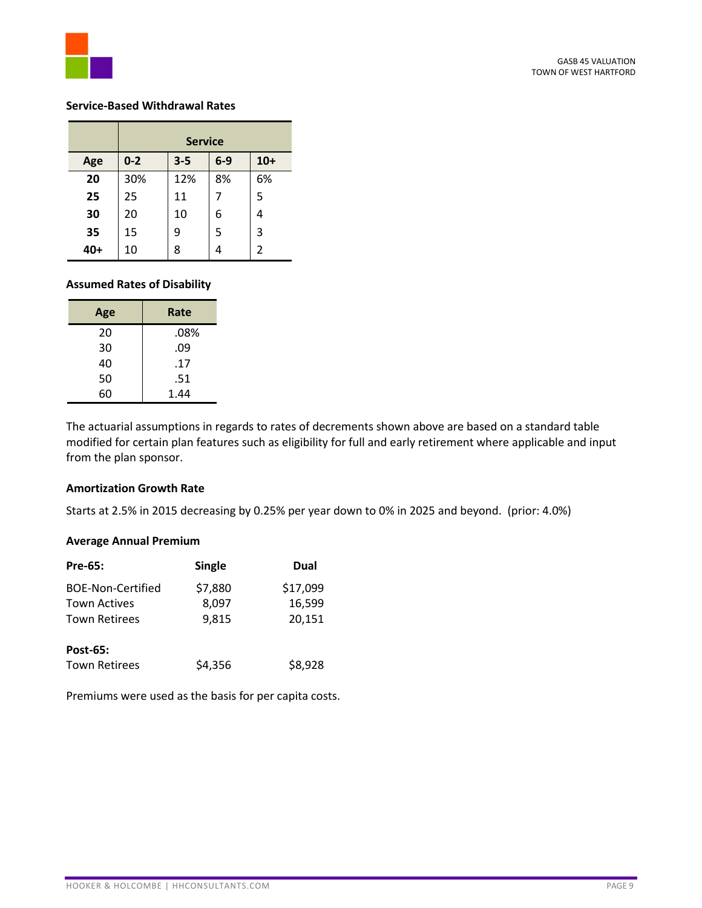**Service-Based Withdrawal Rates**

| | Service | | | |
|---|---|---|---|---|
| **Age** | **0-2** | **3-5** | **6-9** | **10+** |
| **20** | 30% | 12% | 8% | 6% |
| **25** | 25 | 11 | 7 | 5 |
| **30** | 20 | 10 | 6 | 4 |
| **35** | 15 | 9 | 5 | 3 |
| **40+** | 10 | 8 | 4 | 2 |

**Assumed Rates of Disability**

| Age | Rate |
|---|---|
| 20 | .08% |
| 30 | .09 |
| 40 | .17 |
| 50 | .51 |
| 60 | 1.44 |

The actuarial assumptions in regards to rates of decrements shown above are based on a standard table modified for certain plan features such as eligibility for full and early retirement where applicable and input from the plan sponsor.

**Amortization Growth Rate**

Starts at 2.5% in 2015 decreasing by 0.25% per year down to 0% in 2025 and beyond. (prior: 4.0%)

**Average Annual Premium**

| **Pre-65:** | **Single** | **Dual** |
|---|---|---|
| BOE-Non-Certified | $7,880 | $17,099 |
| Town Actives | 8,097 | 16,599 |
| Town Retirees | 9,815 | 20,151 |
| | | |
| **Post-65:** | | |
| Town Retirees | $4,356 | $8,928 |

Premiums were used as the basis for per capita costs.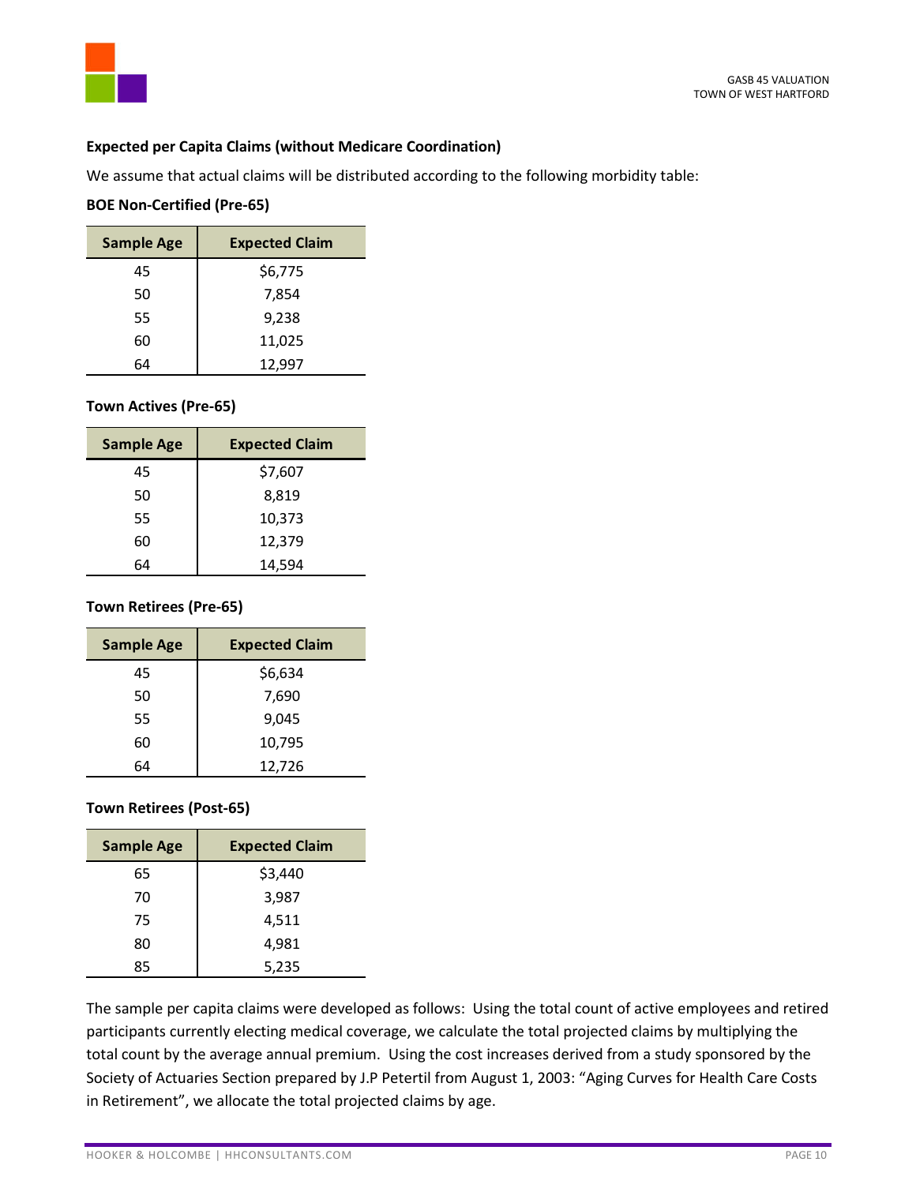**Expected per Capita Claims (without Medicare Coordination)**

We assume that actual claims will be distributed according to the following morbidity table:

**BOE Non-Certified (Pre-65)**

| Sample Age | Expected Claim |
|---|---|
| 45 | $6,775 |
| 50 | 7,854 |
| 55 | 9,238 |
| 60 | 11,025 |
| 64 | 12,997 |

**Town Actives (Pre-65)**

| Sample Age | Expected Claim |
|---|---|
| 45 | $7,607 |
| 50 | 8,819 |
| 55 | 10,373 |
| 60 | 12,379 |
| 64 | 14,594 |

**Town Retirees (Pre-65)**

| Sample Age | Expected Claim |
|---|---|
| 45 | $6,634 |
| 50 | 7,690 |
| 55 | 9,045 |
| 60 | 10,795 |
| 64 | 12,726 |

**Town Retirees (Post-65)**

| Sample Age | Expected Claim |
|---|---|
| 65 | $3,440 |
| 70 | 3,987 |
| 75 | 4,511 |
| 80 | 4,981 |
| 85 | 5,235 |

The sample per capita claims were developed as follows: Using the total count of active employees and retired participants currently electing medical coverage, we calculate the total projected claims by multiplying the total count by the average annual premium. Using the cost increases derived from a study sponsored by the Society of Actuaries Section prepared by J.P Petertil from August 1, 2003: "Aging Curves for Health Care Costs in Retirement", we allocate the total projected claims by age.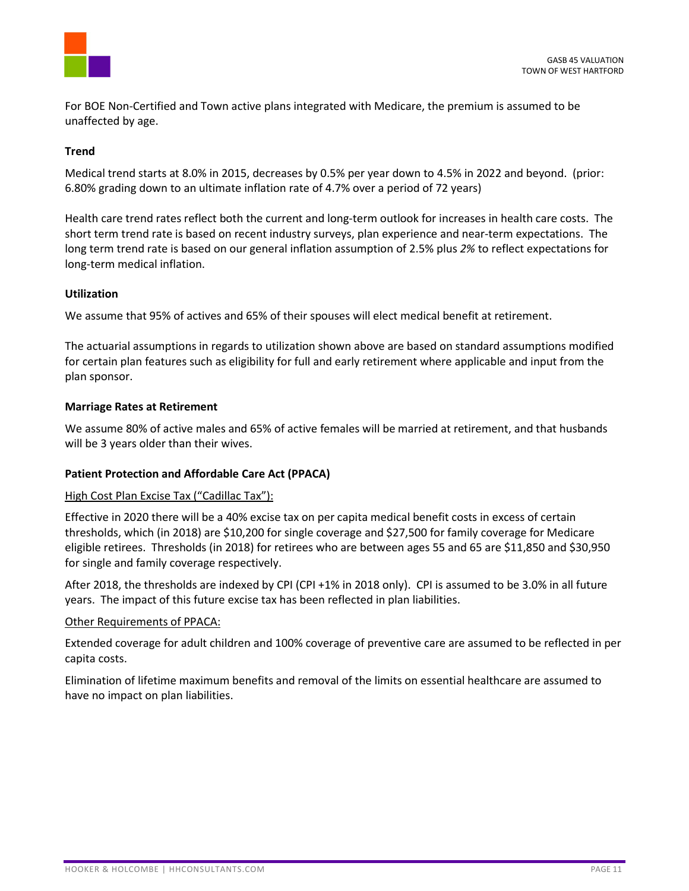For BOE Non-Certified and Town active plans integrated with Medicare, the premium is assumed to be unaffected by age.

**Trend**

Medical trend starts at 8.0% in 2015, decreases by 0.5% per year down to 4.5% in 2022 and beyond. (prior: 6.80% grading down to an ultimate inflation rate of 4.7% over a period of 72 years)

Health care trend rates reflect both the current and long-term outlook for increases in health care costs. The short term trend rate is based on recent industry surveys, plan experience and near-term expectations. The long term trend rate is based on our general inflation assumption of 2.5% plus *2%* to reflect expectations for long-term medical inflation.

**Utilization**

We assume that 95% of actives and 65% of their spouses will elect medical benefit at retirement.

The actuarial assumptions in regards to utilization shown above are based on standard assumptions modified for certain plan features such as eligibility for full and early retirement where applicable and input from the plan sponsor.

**Marriage Rates at Retirement**

We assume 80% of active males and 65% of active females will be married at retirement, and that husbands will be 3 years older than their wives.

**Patient Protection and Affordable Care Act (PPACA)**

High Cost Plan Excise Tax ("Cadillac Tax"):

Effective in 2020 there will be a 40% excise tax on per capita medical benefit costs in excess of certain thresholds, which (in 2018) are $10,200 for single coverage and $27,500 for family coverage for Medicare eligible retirees. Thresholds (in 2018) for retirees who are between ages 55 and 65 are $11,850 and $30,950 for single and family coverage respectively.

After 2018, the thresholds are indexed by CPI (CPI +1% in 2018 only). CPI is assumed to be 3.0% in all future years. The impact of this future excise tax has been reflected in plan liabilities.

Other Requirements of PPACA:

Extended coverage for adult children and 100% coverage of preventive care are assumed to be reflected in per capita costs.

Elimination of lifetime maximum benefits and removal of the limits on essential healthcare are assumed to have no impact on plan liabilities.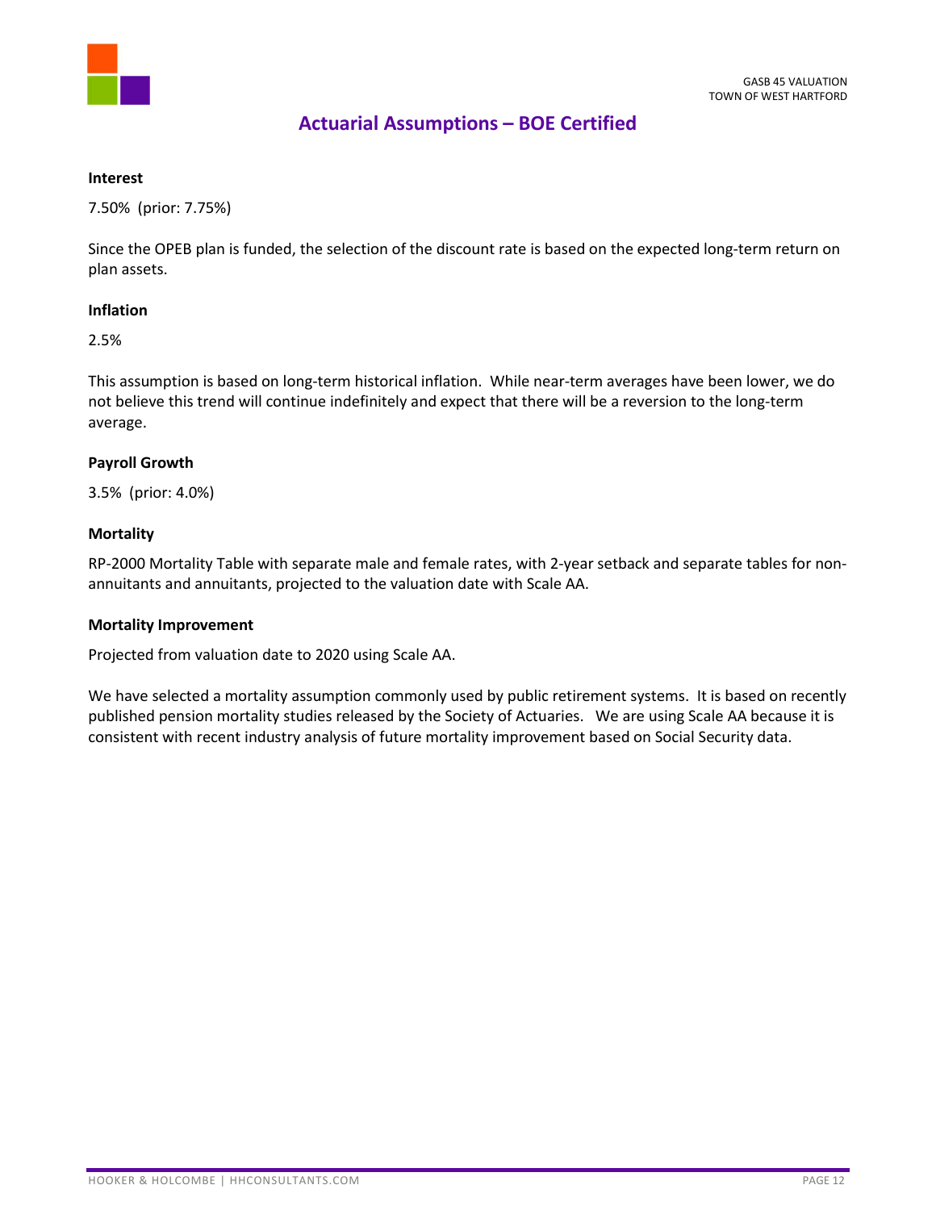## Actuarial Assumptions – BOE Certified

**Interest**

7.50% (prior: 7.75%)

Since the OPEB plan is funded, the selection of the discount rate is based on the expected long-term return on plan assets.

**Inflation**

2.5%

This assumption is based on long-term historical inflation. While near-term averages have been lower, we do not believe this trend will continue indefinitely and expect that there will be a reversion to the long-term average.

**Payroll Growth**

3.5% (prior: 4.0%)

**Mortality**

RP-2000 Mortality Table with separate male and female rates, with 2-year setback and separate tables for non-annuitants and annuitants, projected to the valuation date with Scale AA.

**Mortality Improvement**

Projected from valuation date to 2020 using Scale AA.

We have selected a mortality assumption commonly used by public retirement systems. It is based on recently published pension mortality studies released by the Society of Actuaries. We are using Scale AA because it is consistent with recent industry analysis of future mortality improvement based on Social Security data.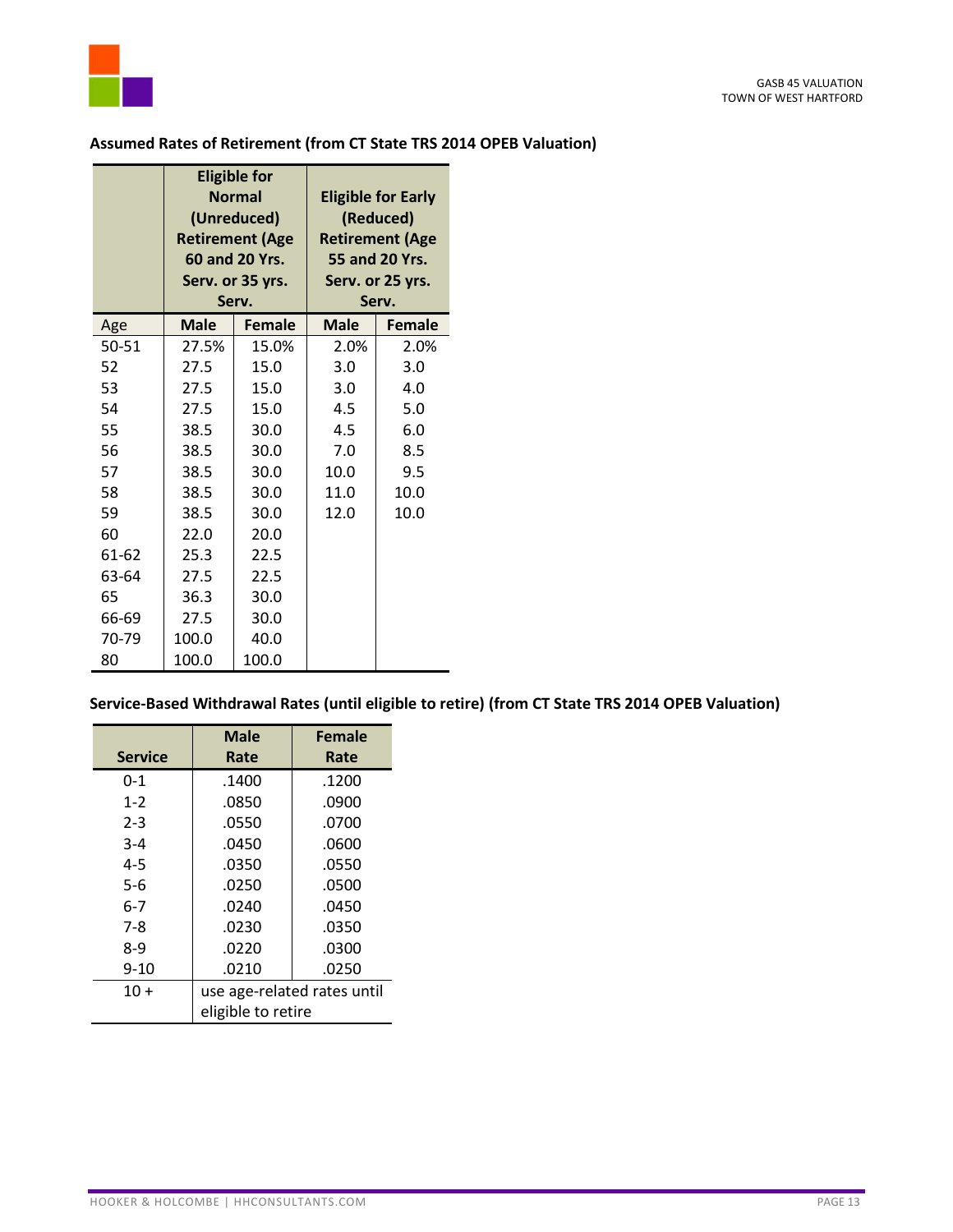**Assumed Rates of Retirement (from CT State TRS 2014 OPEB Valuation)**

| | Eligible for Normal (Unreduced) Retirement (Age 60 and 20 Yrs. Serv. or 35 yrs. Serv. | | Eligible for Early (Reduced) Retirement (Age 55 and 20 Yrs. Serv. or 25 yrs. Serv. | |
|---|---|---|---|---|
| Age | Male | Female | Male | Female |
| 50-51 | 27.5% | 15.0% | 2.0% | 2.0% |
| 52 | 27.5 | 15.0 | 3.0 | 3.0 |
| 53 | 27.5 | 15.0 | 3.0 | 4.0 |
| 54 | 27.5 | 15.0 | 4.5 | 5.0 |
| 55 | 38.5 | 30.0 | 4.5 | 6.0 |
| 56 | 38.5 | 30.0 | 7.0 | 8.5 |
| 57 | 38.5 | 30.0 | 10.0 | 9.5 |
| 58 | 38.5 | 30.0 | 11.0 | 10.0 |
| 59 | 38.5 | 30.0 | 12.0 | 10.0 |
| 60 | 22.0 | 20.0 | | |
| 61-62 | 25.3 | 22.5 | | |
| 63-64 | 27.5 | 22.5 | | |
| 65 | 36.3 | 30.0 | | |
| 66-69 | 27.5 | 30.0 | | |
| 70-79 | 100.0 | 40.0 | | |
| 80 | 100.0 | 100.0 | | |

**Service-Based Withdrawal Rates (until eligible to retire) (from CT State TRS 2014 OPEB Valuation)**

| Service | Male Rate | Female Rate |
|---|---|---|
| 0-1 | .1400 | .1200 |
| 1-2 | .0850 | .0900 |
| 2-3 | .0550 | .0700 |
| 3-4 | .0450 | .0600 |
| 4-5 | .0350 | .0550 |
| 5-6 | .0250 | .0500 |
| 6-7 | .0240 | .0450 |
| 7-8 | .0230 | .0350 |
| 8-9 | .0220 | .0300 |
| 9-10 | .0210 | .0250 |
| 10 + | use age-related rates until eligible to retire | |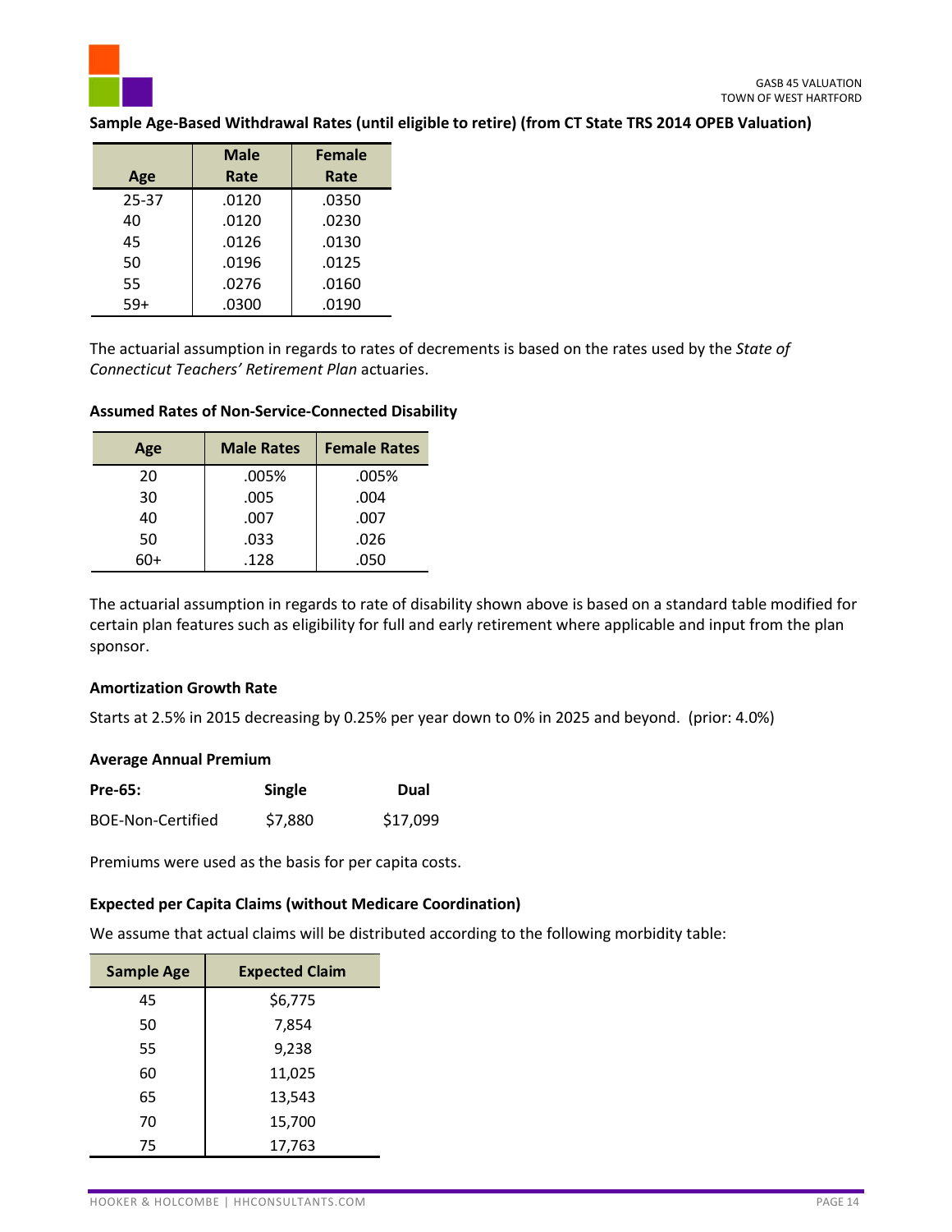**Sample Age-Based Withdrawal Rates (until eligible to retire) (from CT State TRS 2014 OPEB Valuation)**

| Age | Male Rate | Female Rate |
|---|---|---|
| 25-37 | .0120 | .0350 |
| 40 | .0120 | .0230 |
| 45 | .0126 | .0130 |
| 50 | .0196 | .0125 |
| 55 | .0276 | .0160 |
| 59+ | .0300 | .0190 |

The actuarial assumption in regards to rates of decrements is based on the rates used by the *State of Connecticut Teachers' Retirement Plan* actuaries.

**Assumed Rates of Non-Service-Connected Disability**

| Age | Male Rates | Female Rates |
|---|---|---|
| 20 | .005% | .005% |
| 30 | .005 | .004 |
| 40 | .007 | .007 |
| 50 | .033 | .026 |
| 60+ | .128 | .050 |

The actuarial assumption in regards to rate of disability shown above is based on a standard table modified for certain plan features such as eligibility for full and early retirement where applicable and input from the plan sponsor.

**Amortization Growth Rate**

Starts at 2.5% in 2015 decreasing by 0.25% per year down to 0% in 2025 and beyond. (prior: 4.0%)

**Average Annual Premium**

| Pre-65: | Single | Dual |
|---|---|---|
| BOE-Non-Certified | $7,880 | $17,099 |

Premiums were used as the basis for per capita costs.

**Expected per Capita Claims (without Medicare Coordination)**

We assume that actual claims will be distributed according to the following morbidity table:

| Sample Age | Expected Claim |
|---|---|
| 45 | $6,775 |
| 50 | 7,854 |
| 55 | 9,238 |
| 60 | 11,025 |
| 65 | 13,543 |
| 70 | 15,700 |
| 75 | 17,763 |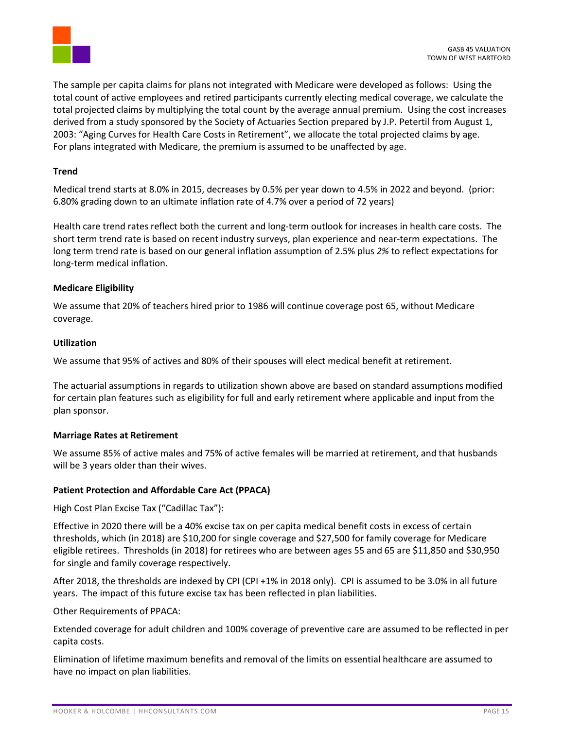The sample per capita claims for plans not integrated with Medicare were developed as follows: Using the total count of active employees and retired participants currently electing medical coverage, we calculate the total projected claims by multiplying the total count by the average annual premium. Using the cost increases derived from a study sponsored by the Society of Actuaries Section prepared by J.P. Petertil from August 1, 2003: "Aging Curves for Health Care Costs in Retirement", we allocate the total projected claims by age. For plans integrated with Medicare, the premium is assumed to be unaffected by age.

**Trend**

Medical trend starts at 8.0% in 2015, decreases by 0.5% per year down to 4.5% in 2022 and beyond. (prior: 6.80% grading down to an ultimate inflation rate of 4.7% over a period of 72 years)

Health care trend rates reflect both the current and long-term outlook for increases in health care costs. The short term trend rate is based on recent industry surveys, plan experience and near-term expectations. The long term trend rate is based on our general inflation assumption of 2.5% plus *2%* to reflect expectations for long-term medical inflation.

**Medicare Eligibility**

We assume that 20% of teachers hired prior to 1986 will continue coverage post 65, without Medicare coverage.

**Utilization**

We assume that 95% of actives and 80% of their spouses will elect medical benefit at retirement.

The actuarial assumptions in regards to utilization shown above are based on standard assumptions modified for certain plan features such as eligibility for full and early retirement where applicable and input from the plan sponsor.

**Marriage Rates at Retirement**

We assume 85% of active males and 75% of active females will be married at retirement, and that husbands will be 3 years older than their wives.

**Patient Protection and Affordable Care Act (PPACA)**

High Cost Plan Excise Tax ("Cadillac Tax"):

Effective in 2020 there will be a 40% excise tax on per capita medical benefit costs in excess of certain thresholds, which (in 2018) are $10,200 for single coverage and $27,500 for family coverage for Medicare eligible retirees. Thresholds (in 2018) for retirees who are between ages 55 and 65 are $11,850 and $30,950 for single and family coverage respectively.

After 2018, the thresholds are indexed by CPI (CPI +1% in 2018 only). CPI is assumed to be 3.0% in all future years. The impact of this future excise tax has been reflected in plan liabilities.

Other Requirements of PPACA:

Extended coverage for adult children and 100% coverage of preventive care are assumed to be reflected in per capita costs.

Elimination of lifetime maximum benefits and removal of the limits on essential healthcare are assumed to have no impact on plan liabilities.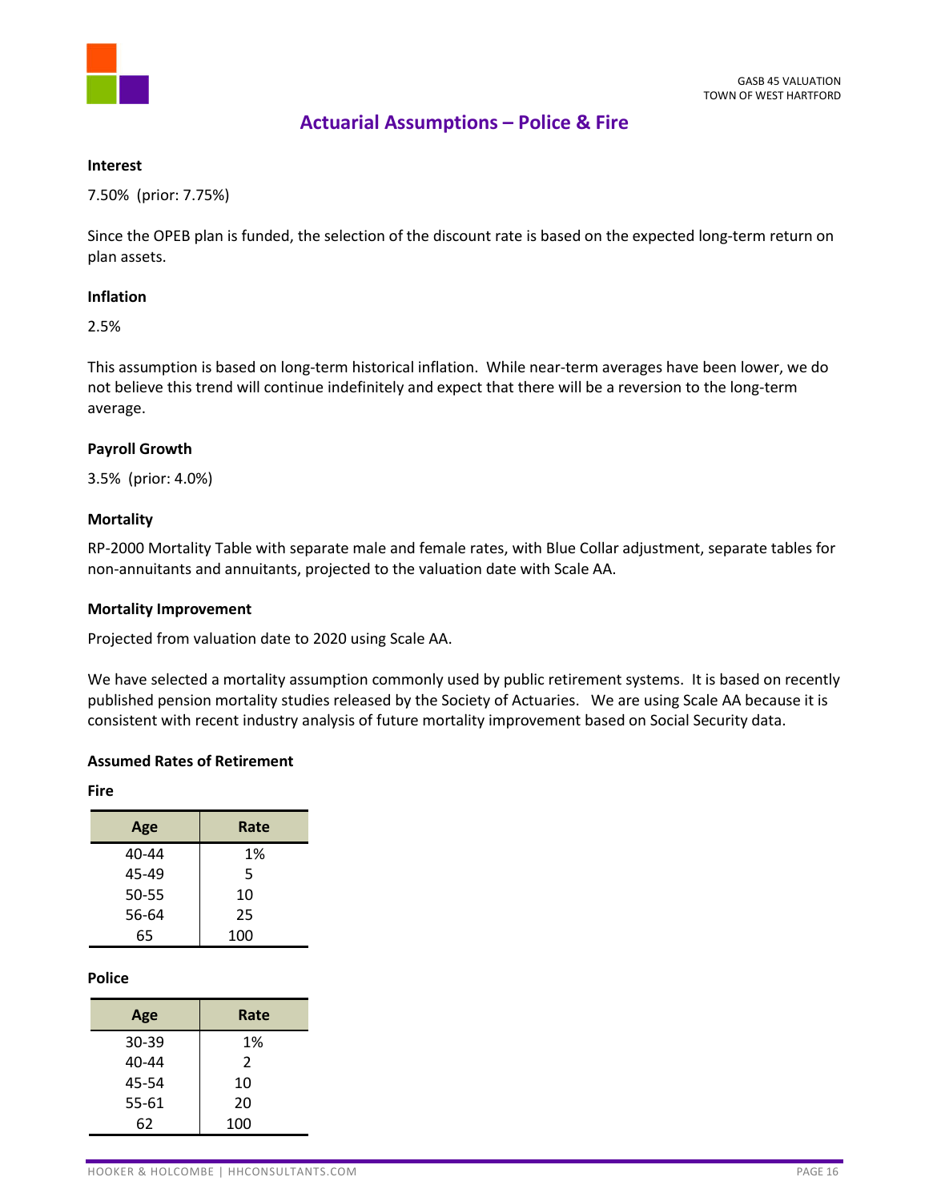## Actuarial Assumptions – Police & Fire

**Interest**

7.50% (prior: 7.75%)

Since the OPEB plan is funded, the selection of the discount rate is based on the expected long-term return on plan assets.

**Inflation**

2.5%

This assumption is based on long-term historical inflation. While near-term averages have been lower, we do not believe this trend will continue indefinitely and expect that there will be a reversion to the long-term average.

**Payroll Growth**

3.5% (prior: 4.0%)

**Mortality**

RP-2000 Mortality Table with separate male and female rates, with Blue Collar adjustment, separate tables for non-annuitants and annuitants, projected to the valuation date with Scale AA.

**Mortality Improvement**

Projected from valuation date to 2020 using Scale AA.

We have selected a mortality assumption commonly used by public retirement systems. It is based on recently published pension mortality studies released by the Society of Actuaries. We are using Scale AA because it is consistent with recent industry analysis of future mortality improvement based on Social Security data.

**Assumed Rates of Retirement**

**Fire**

| Age | Rate |
|---|---|
| 40-44 | 1% |
| 45-49 | 5 |
| 50-55 | 10 |
| 56-64 | 25 |
| 65 | 100 |

**Police**

| Age | Rate |
|---|---|
| 30-39 | 1% |
| 40-44 | 2 |
| 45-54 | 10 |
| 55-61 | 20 |
| 62 | 100 |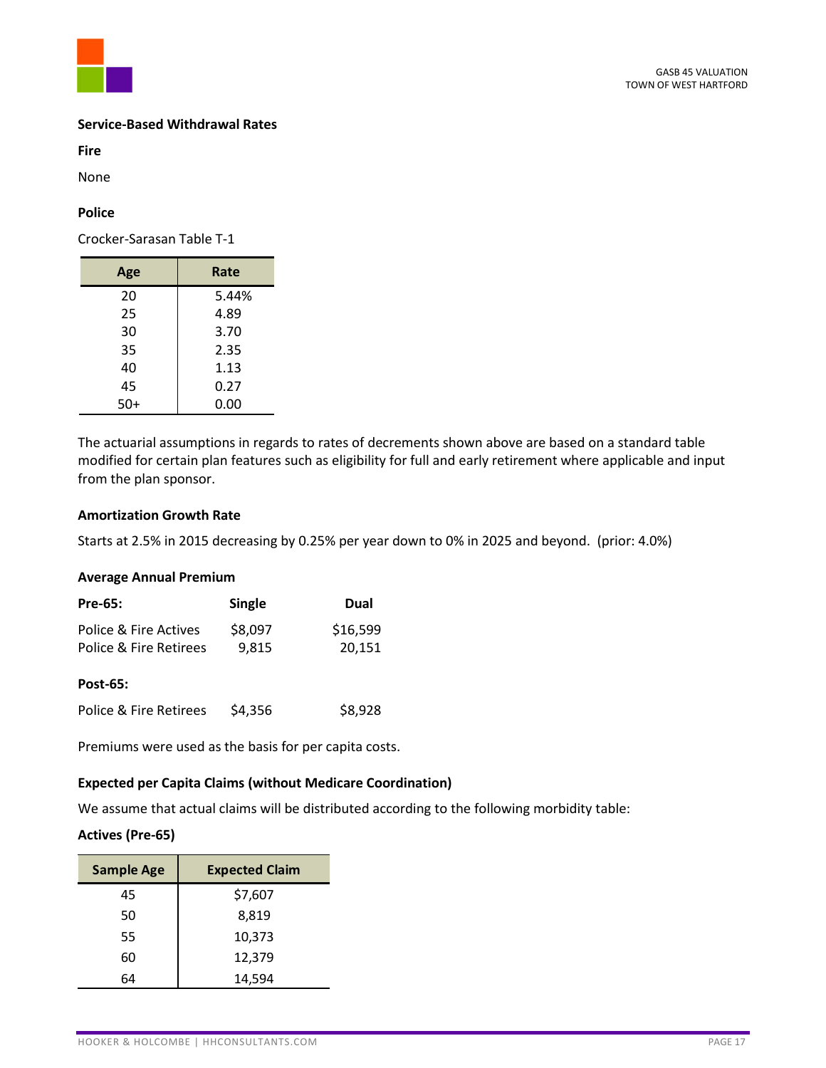**Service-Based Withdrawal Rates**

**Fire**

None

**Police**

Crocker-Sarasan Table T-1

| Age | Rate |
|---|---|
| 20 | 5.44% |
| 25 | 4.89 |
| 30 | 3.70 |
| 35 | 2.35 |
| 40 | 1.13 |
| 45 | 0.27 |
| 50+ | 0.00 |

The actuarial assumptions in regards to rates of decrements shown above are based on a standard table modified for certain plan features such as eligibility for full and early retirement where applicable and input from the plan sponsor.

**Amortization Growth Rate**

Starts at 2.5% in 2015 decreasing by 0.25% per year down to 0% in 2025 and beyond. (prior: 4.0%)

**Average Annual Premium**

| Pre-65: | Single | Dual |
|---|---|---|
| Police & Fire Actives | $8,097 | $16,599 |
| Police & Fire Retirees | 9,815 | 20,151 |

| Post-65: | Single | Dual |
|---|---|---|
| Police & Fire Retirees | $4,356 | $8,928 |

Premiums were used as the basis for per capita costs.

**Expected per Capita Claims (without Medicare Coordination)**

We assume that actual claims will be distributed according to the following morbidity table:

**Actives (Pre-65)**

| Sample Age | Expected Claim |
|---|---|
| 45 | $7,607 |
| 50 | 8,819 |
| 55 | 10,373 |
| 60 | 12,379 |
| 64 | 14,594 |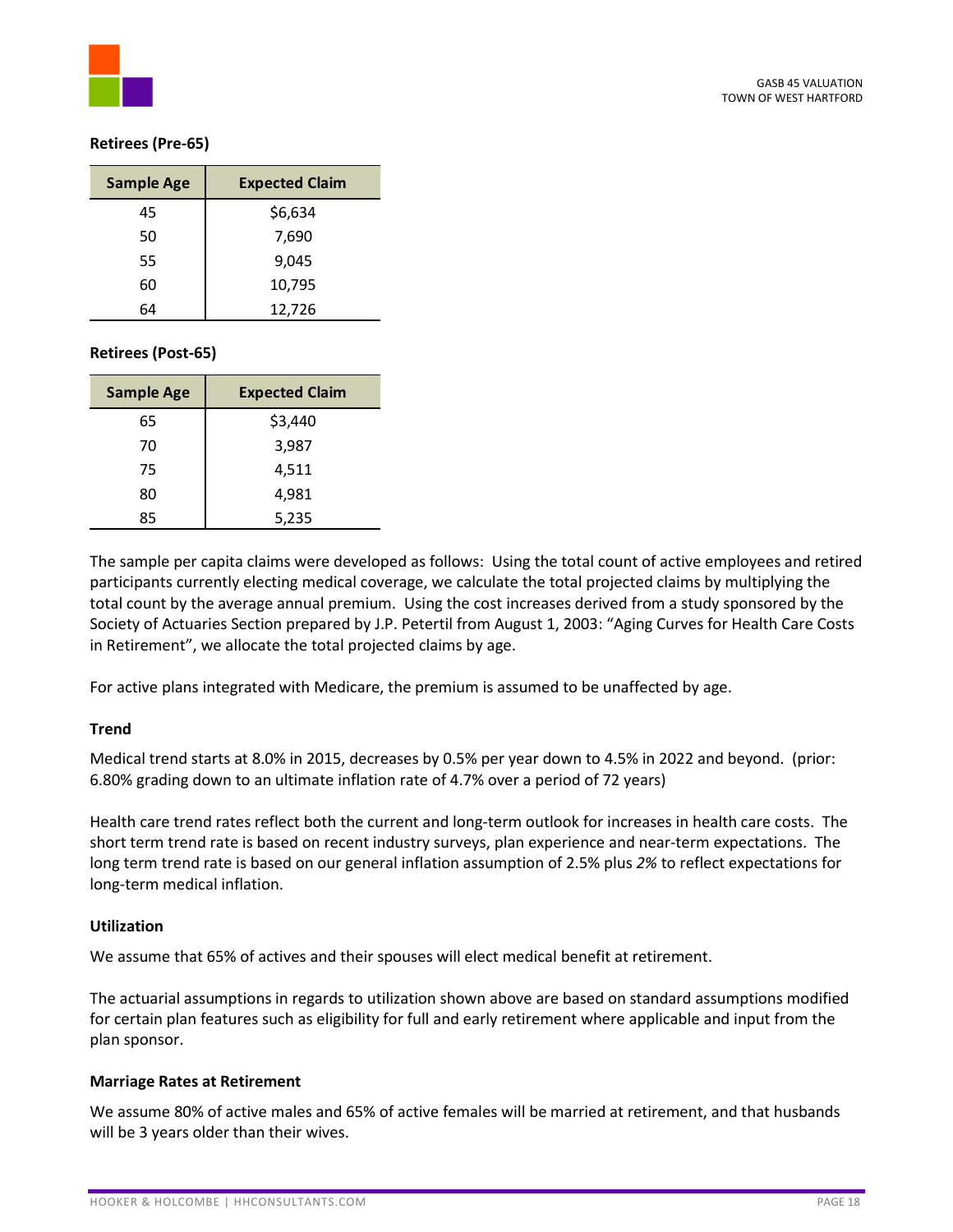**Retirees (Pre-65)**

| Sample Age | Expected Claim |
|---|---|
| 45 | $6,634 |
| 50 | 7,690 |
| 55 | 9,045 |
| 60 | 10,795 |
| 64 | 12,726 |

**Retirees (Post-65)**

| Sample Age | Expected Claim |
|---|---|
| 65 | $3,440 |
| 70 | 3,987 |
| 75 | 4,511 |
| 80 | 4,981 |
| 85 | 5,235 |

The sample per capita claims were developed as follows: Using the total count of active employees and retired participants currently electing medical coverage, we calculate the total projected claims by multiplying the total count by the average annual premium. Using the cost increases derived from a study sponsored by the Society of Actuaries Section prepared by J.P. Petertil from August 1, 2003: "Aging Curves for Health Care Costs in Retirement", we allocate the total projected claims by age.

For active plans integrated with Medicare, the premium is assumed to be unaffected by age.

**Trend**

Medical trend starts at 8.0% in 2015, decreases by 0.5% per year down to 4.5% in 2022 and beyond. (prior: 6.80% grading down to an ultimate inflation rate of 4.7% over a period of 72 years)

Health care trend rates reflect both the current and long-term outlook for increases in health care costs. The short term trend rate is based on recent industry surveys, plan experience and near-term expectations. The long term trend rate is based on our general inflation assumption of 2.5% plus *2%* to reflect expectations for long-term medical inflation.

**Utilization**

We assume that 65% of actives and their spouses will elect medical benefit at retirement.

The actuarial assumptions in regards to utilization shown above are based on standard assumptions modified for certain plan features such as eligibility for full and early retirement where applicable and input from the plan sponsor.

**Marriage Rates at Retirement**

We assume 80% of active males and 65% of active females will be married at retirement, and that husbands will be 3 years older than their wives.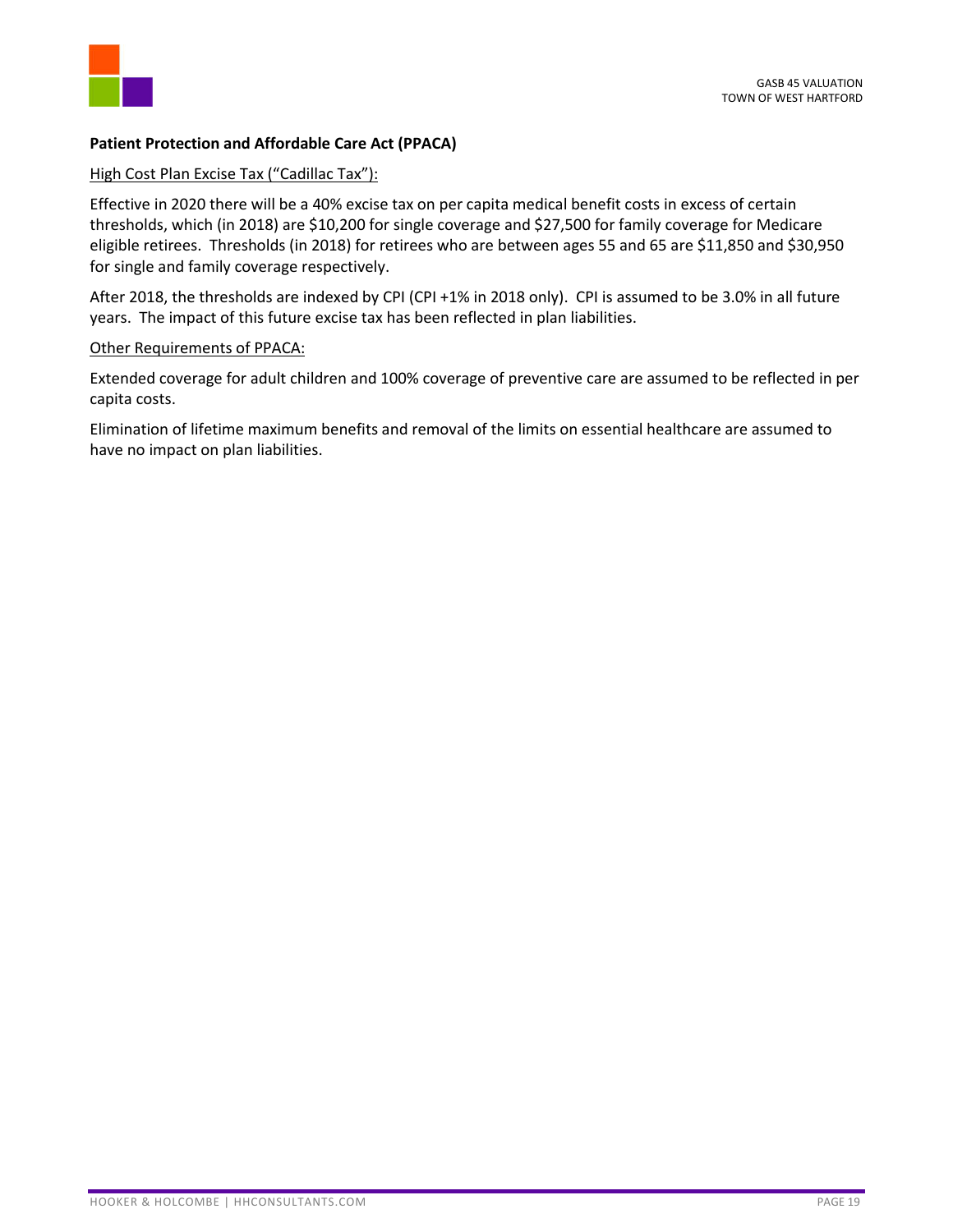**Patient Protection and Affordable Care Act (PPACA)**

High Cost Plan Excise Tax (“Cadillac Tax”):

Effective in 2020 there will be a 40% excise tax on per capita medical benefit costs in excess of certain thresholds, which (in 2018) are $10,200 for single coverage and $27,500 for family coverage for Medicare eligible retirees. Thresholds (in 2018) for retirees who are between ages 55 and 65 are $11,850 and $30,950 for single and family coverage respectively.

After 2018, the thresholds are indexed by CPI (CPI +1% in 2018 only). CPI is assumed to be 3.0% in all future years. The impact of this future excise tax has been reflected in plan liabilities.

Other Requirements of PPACA:

Extended coverage for adult children and 100% coverage of preventive care are assumed to be reflected in per capita costs.

Elimination of lifetime maximum benefits and removal of the limits on essential healthcare are assumed to have no impact on plan liabilities.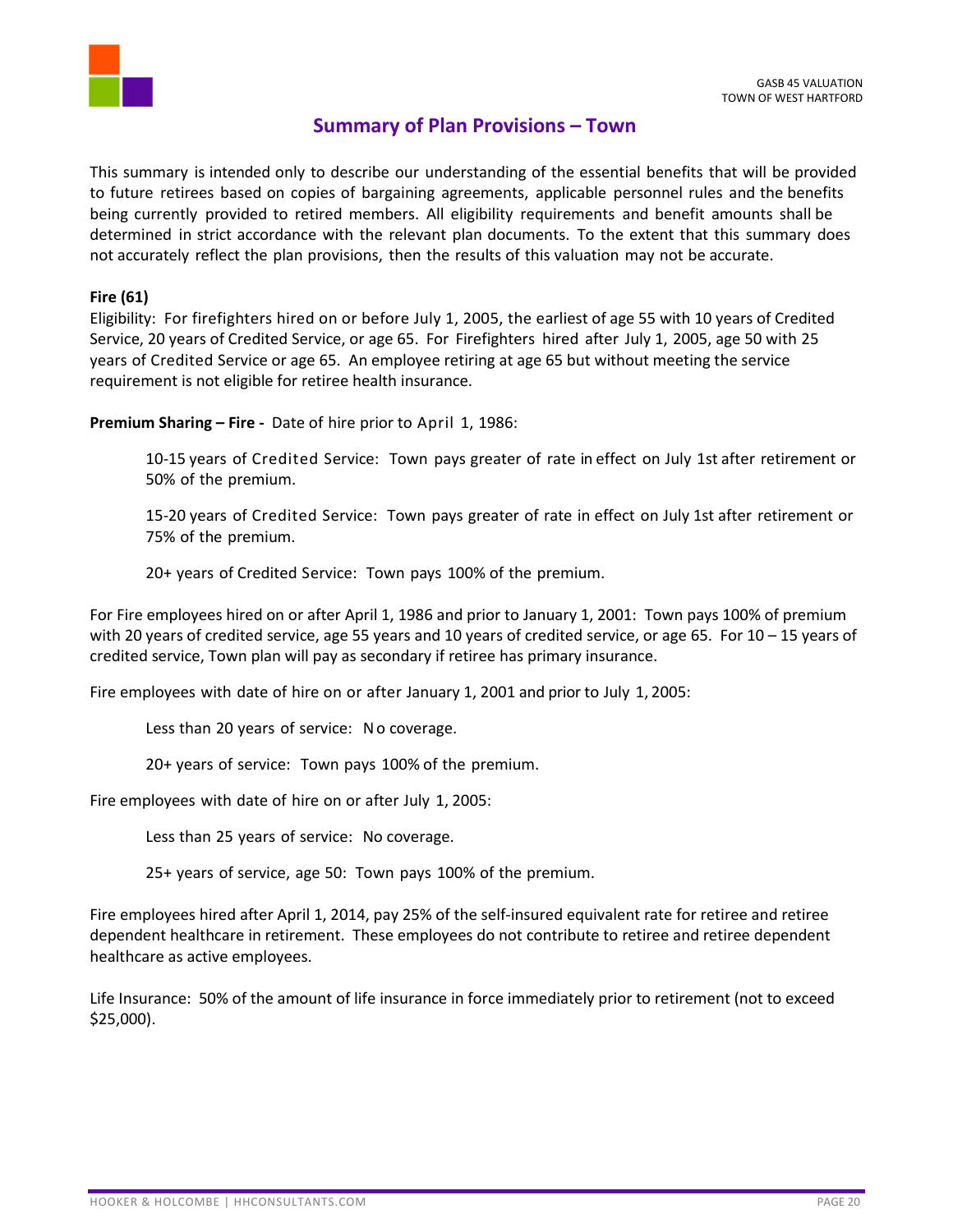## Summary of Plan Provisions – Town

This summary is intended only to describe our understanding of the essential benefits that will be provided to future retirees based on copies of bargaining agreements, applicable personnel rules and the benefits being currently provided to retired members. All eligibility requirements and benefit amounts shall be determined in strict accordance with the relevant plan documents. To the extent that this summary does not accurately reflect the plan provisions, then the results of this valuation may not be accurate.

**Fire (61)**

Eligibility: For firefighters hired on or before July 1, 2005, the earliest of age 55 with 10 years of Credited Service, 20 years of Credited Service, or age 65. For Firefighters hired after July 1, 2005, age 50 with 25 years of Credited Service or age 65. An employee retiring at age 65 but without meeting the service requirement is not eligible for retiree health insurance.

**Premium Sharing – Fire -** Date of hire prior to April 1, 1986:

> 10-15 years of Credited Service: Town pays greater of rate in effect on July 1st after retirement or 50% of the premium.
>
> 15-20 years of Credited Service: Town pays greater of rate in effect on July 1st after retirement or 75% of the premium.
>
> 20+ years of Credited Service: Town pays 100% of the premium.

For Fire employees hired on or after April 1, 1986 and prior to January 1, 2001: Town pays 100% of premium with 20 years of credited service, age 55 years and 10 years of credited service, or age 65. For 10 – 15 years of credited service, Town plan will pay as secondary if retiree has primary insurance.

Fire employees with date of hire on or after January 1, 2001 and prior to July 1, 2005:

> Less than 20 years of service: No coverage.
>
> 20+ years of service: Town pays 100% of the premium.

Fire employees with date of hire on or after July 1, 2005:

> Less than 25 years of service: No coverage.
>
> 25+ years of service, age 50: Town pays 100% of the premium.

Fire employees hired after April 1, 2014, pay 25% of the self-insured equivalent rate for retiree and retiree dependent healthcare in retirement. These employees do not contribute to retiree and retiree dependent healthcare as active employees.

Life Insurance: 50% of the amount of life insurance in force immediately prior to retirement (not to exceed $25,000).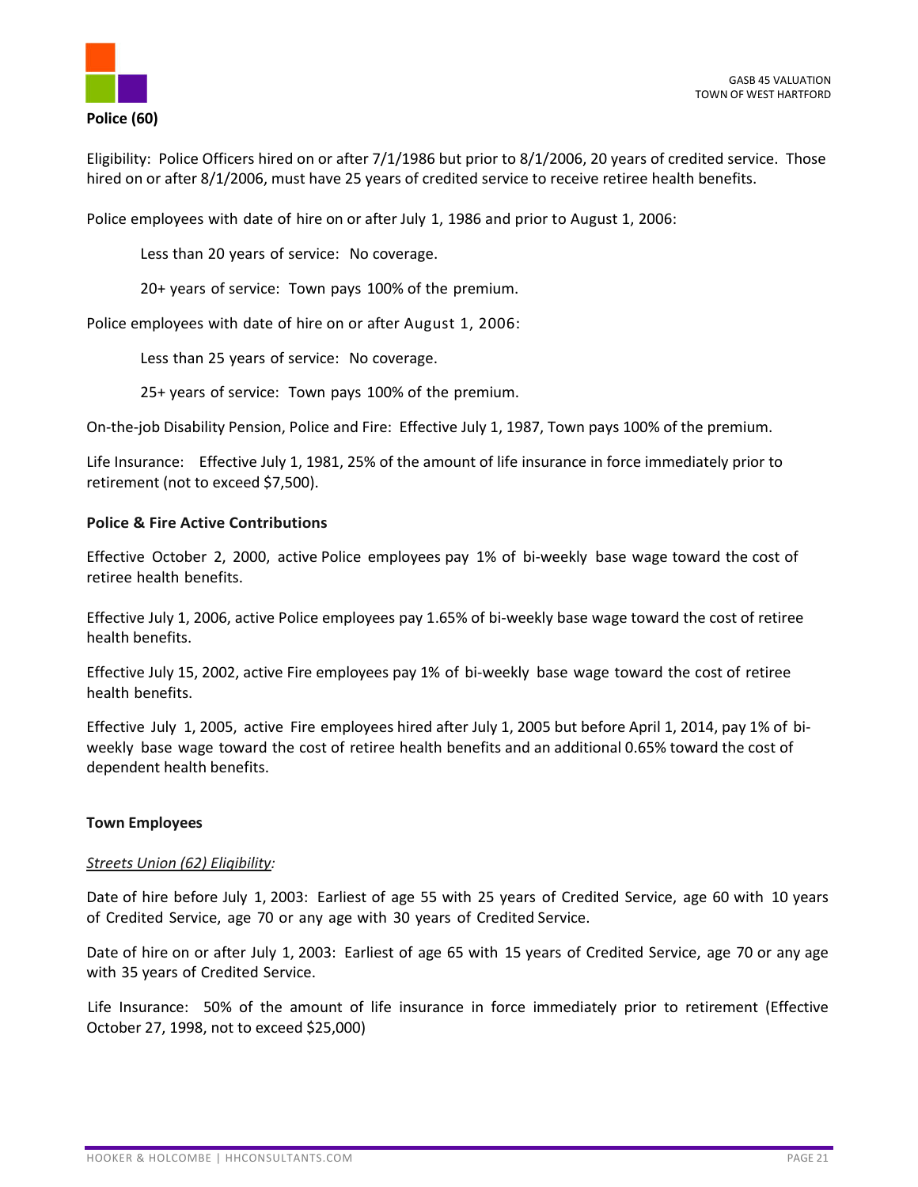**Police (60)**

Eligibility: Police Officers hired on or after 7/1/1986 but prior to 8/1/2006, 20 years of credited service. Those hired on or after 8/1/2006, must have 25 years of credited service to receive retiree health benefits.

Police employees with date of hire on or after July 1, 1986 and prior to August 1, 2006:

> Less than 20 years of service: No coverage.
>
> 20+ years of service: Town pays 100% of the premium.

Police employees with date of hire on or after August 1, 2006:

> Less than 25 years of service: No coverage.
>
> 25+ years of service: Town pays 100% of the premium.

On-the-job Disability Pension, Police and Fire: Effective July 1, 1987, Town pays 100% of the premium.

Life Insurance: Effective July 1, 1981, 25% of the amount of life insurance in force immediately prior to retirement (not to exceed $7,500).

**Police & Fire Active Contributions**

Effective October 2, 2000, active Police employees pay 1% of bi-weekly base wage toward the cost of retiree health benefits.

Effective July 1, 2006, active Police employees pay 1.65% of bi-weekly base wage toward the cost of retiree health benefits.

Effective July 15, 2002, active Fire employees pay 1% of bi-weekly base wage toward the cost of retiree health benefits.

Effective July 1, 2005, active Fire employees hired after July 1, 2005 but before April 1, 2014, pay 1% of bi-weekly base wage toward the cost of retiree health benefits and an additional 0.65% toward the cost of dependent health benefits.

**Town Employees**

*Streets Union (62) Eligibility:*

Date of hire before July 1, 2003: Earliest of age 55 with 25 years of Credited Service, age 60 with 10 years of Credited Service, age 70 or any age with 30 years of Credited Service.

Date of hire on or after July 1, 2003: Earliest of age 65 with 15 years of Credited Service, age 70 or any age with 35 years of Credited Service.

Life Insurance: 50% of the amount of life insurance in force immediately prior to retirement (Effective October 27, 1998, not to exceed $25,000)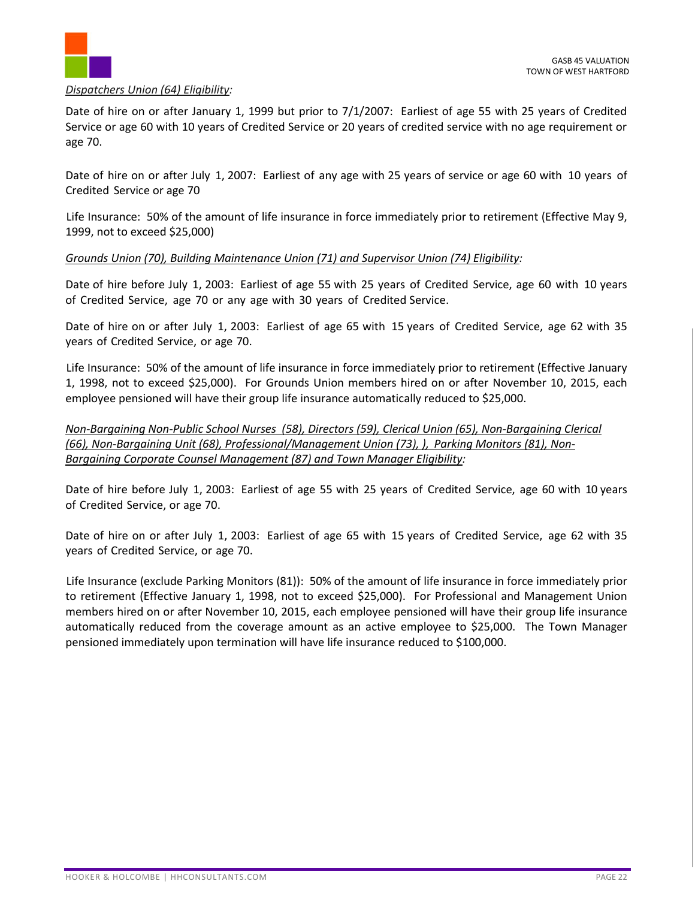*Dispatchers Union (64) Eligibility:*

Date of hire on or after January 1, 1999 but prior to 7/1/2007: Earliest of age 55 with 25 years of Credited Service or age 60 with 10 years of Credited Service or 20 years of credited service with no age requirement or age 70.

Date of hire on or after July 1, 2007: Earliest of any age with 25 years of service or age 60 with 10 years of Credited Service or age 70

Life Insurance: 50% of the amount of life insurance in force immediately prior to retirement (Effective May 9, 1999, not to exceed $25,000)

*Grounds Union (70), Building Maintenance Union (71) and Supervisor Union (74) Eligibility:*

Date of hire before July 1, 2003: Earliest of age 55 with 25 years of Credited Service, age 60 with 10 years of Credited Service, age 70 or any age with 30 years of Credited Service.

Date of hire on or after July 1, 2003: Earliest of age 65 with 15 years of Credited Service, age 62 with 35 years of Credited Service, or age 70.

Life Insurance: 50% of the amount of life insurance in force immediately prior to retirement (Effective January 1, 1998, not to exceed $25,000). For Grounds Union members hired on or after November 10, 2015, each employee pensioned will have their group life insurance automatically reduced to $25,000.

*Non-Bargaining Non-Public School Nurses (58), Directors (59), Clerical Union (65), Non-Bargaining Clerical (66), Non-Bargaining Unit (68), Professional/Management Union (73), ), Parking Monitors (81), Non-Bargaining Corporate Counsel Management (87) and Town Manager Eligibility:*

Date of hire before July 1, 2003: Earliest of age 55 with 25 years of Credited Service, age 60 with 10 years of Credited Service, or age 70.

Date of hire on or after July 1, 2003: Earliest of age 65 with 15 years of Credited Service, age 62 with 35 years of Credited Service, or age 70.

Life Insurance (exclude Parking Monitors (81)): 50% of the amount of life insurance in force immediately prior to retirement (Effective January 1, 1998, not to exceed $25,000). For Professional and Management Union members hired on or after November 10, 2015, each employee pensioned will have their group life insurance automatically reduced from the coverage amount as an active employee to $25,000. The Town Manager pensioned immediately upon termination will have life insurance reduced to $100,000.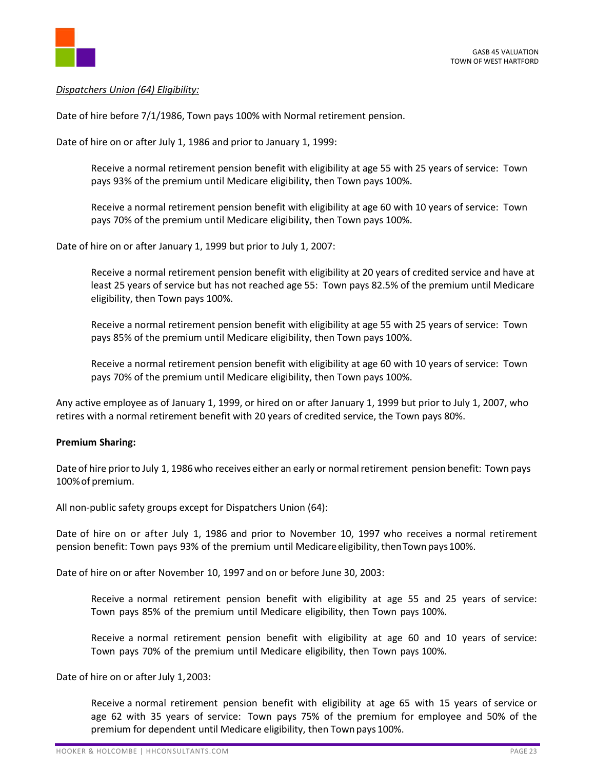*Dispatchers Union (64) Eligibility:*

Date of hire before 7/1/1986, Town pays 100% with Normal retirement pension.

Date of hire on or after July 1, 1986 and prior to January 1, 1999:

> Receive a normal retirement pension benefit with eligibility at age 55 with 25 years of service: Town pays 93% of the premium until Medicare eligibility, then Town pays 100%.
>
> Receive a normal retirement pension benefit with eligibility at age 60 with 10 years of service: Town pays 70% of the premium until Medicare eligibility, then Town pays 100%.

Date of hire on or after January 1, 1999 but prior to July 1, 2007:

> Receive a normal retirement pension benefit with eligibility at 20 years of credited service and have at least 25 years of service but has not reached age 55: Town pays 82.5% of the premium until Medicare eligibility, then Town pays 100%.
>
> Receive a normal retirement pension benefit with eligibility at age 55 with 25 years of service: Town pays 85% of the premium until Medicare eligibility, then Town pays 100%.
>
> Receive a normal retirement pension benefit with eligibility at age 60 with 10 years of service: Town pays 70% of the premium until Medicare eligibility, then Town pays 100%.

Any active employee as of January 1, 1999, or hired on or after January 1, 1999 but prior to July 1, 2007, who retires with a normal retirement benefit with 20 years of credited service, the Town pays 80%.

**Premium Sharing:**

Date of hire prior to July 1, 1986 who receives either an early or normal retirement pension benefit: Town pays 100% of premium.

All non-public safety groups except for Dispatchers Union (64):

Date of hire on or after July 1, 1986 and prior to November 10, 1997 who receives a normal retirement pension benefit: Town pays 93% of the premium until Medicare eligibility, then Town pays 100%.

Date of hire on or after November 10, 1997 and on or before June 30, 2003:

> Receive a normal retirement pension benefit with eligibility at age 55 and 25 years of service: Town pays 85% of the premium until Medicare eligibility, then Town pays 100%.
>
> Receive a normal retirement pension benefit with eligibility at age 60 and 10 years of service: Town pays 70% of the premium until Medicare eligibility, then Town pays 100%.

Date of hire on or after July 1, 2003:

> Receive a normal retirement pension benefit with eligibility at age 65 with 15 years of service or age 62 with 35 years of service: Town pays 75% of the premium for employee and 50% of the premium for dependent until Medicare eligibility, then Town pays 100%.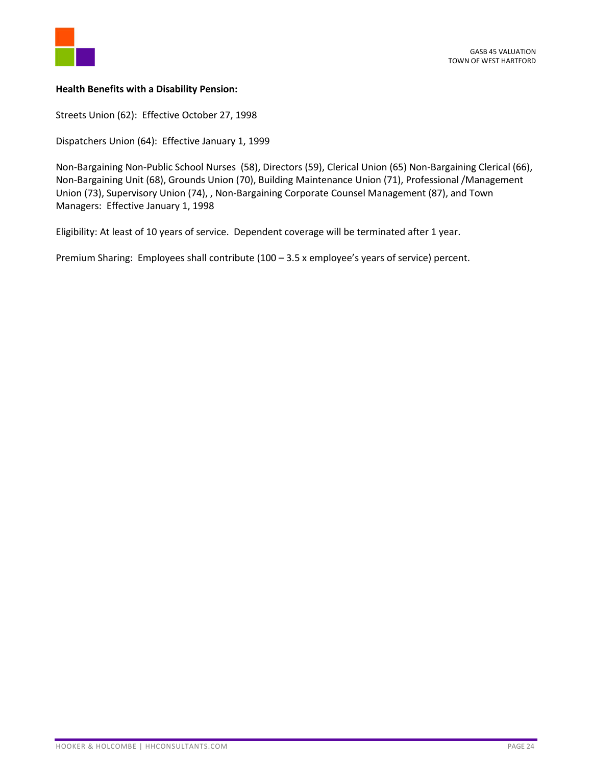**Health Benefits with a Disability Pension:**

Streets Union (62): Effective October 27, 1998

Dispatchers Union (64): Effective January 1, 1999

Non-Bargaining Non-Public School Nurses (58), Directors (59), Clerical Union (65) Non-Bargaining Clerical (66), Non-Bargaining Unit (68), Grounds Union (70), Building Maintenance Union (71), Professional /Management Union (73), Supervisory Union (74), , Non-Bargaining Corporate Counsel Management (87), and Town Managers: Effective January 1, 1998

Eligibility: At least of 10 years of service. Dependent coverage will be terminated after 1 year.

Premium Sharing: Employees shall contribute (100 – 3.5 x employee's years of service) percent.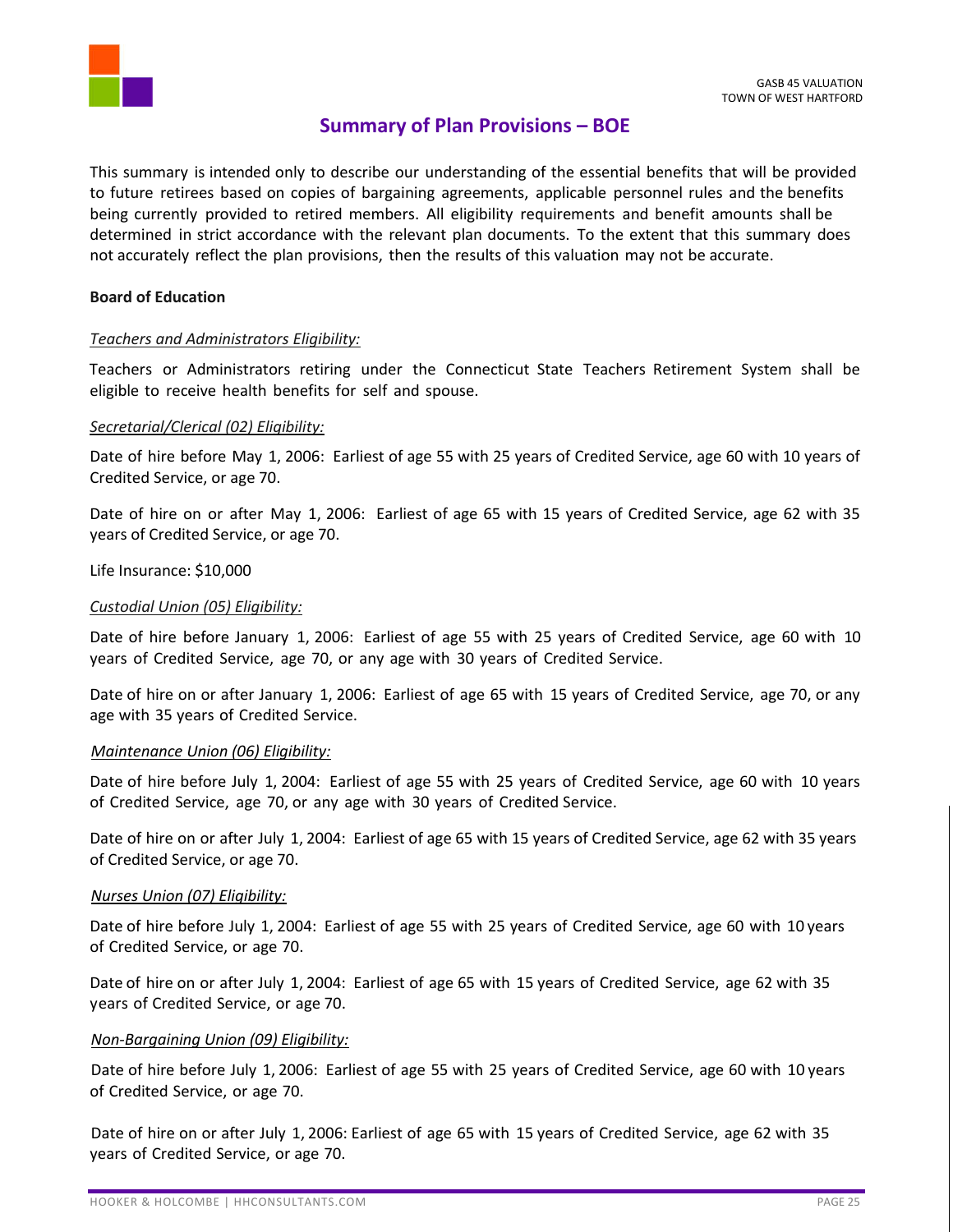## Summary of Plan Provisions – BOE

This summary is intended only to describe our understanding of the essential benefits that will be provided to future retirees based on copies of bargaining agreements, applicable personnel rules and the benefits being currently provided to retired members. All eligibility requirements and benefit amounts shall be determined in strict accordance with the relevant plan documents. To the extent that this summary does not accurately reflect the plan provisions, then the results of this valuation may not be accurate.

**Board of Education**

*Teachers and Administrators Eligibility:*

Teachers or Administrators retiring under the Connecticut State Teachers Retirement System shall be eligible to receive health benefits for self and spouse.

*Secretarial/Clerical (02) Eligibility:*

Date of hire before May 1, 2006: Earliest of age 55 with 25 years of Credited Service, age 60 with 10 years of Credited Service, or age 70.

Date of hire on or after May 1, 2006: Earliest of age 65 with 15 years of Credited Service, age 62 with 35 years of Credited Service, or age 70.

Life Insurance: $10,000

*Custodial Union (05) Eligibility:*

Date of hire before January 1, 2006: Earliest of age 55 with 25 years of Credited Service, age 60 with 10 years of Credited Service, age 70, or any age with 30 years of Credited Service.

Date of hire on or after January 1, 2006: Earliest of age 65 with 15 years of Credited Service, age 70, or any age with 35 years of Credited Service.

*Maintenance Union (06) Eligibility:*

Date of hire before July 1, 2004: Earliest of age 55 with 25 years of Credited Service, age 60 with 10 years of Credited Service, age 70, or any age with 30 years of Credited Service.

Date of hire on or after July 1, 2004: Earliest of age 65 with 15 years of Credited Service, age 62 with 35 years of Credited Service, or age 70.

*Nurses Union (07) Eligibility:*

Date of hire before July 1, 2004: Earliest of age 55 with 25 years of Credited Service, age 60 with 10 years of Credited Service, or age 70.

Date of hire on or after July 1, 2004: Earliest of age 65 with 15 years of Credited Service, age 62 with 35 years of Credited Service, or age 70.

*Non-Bargaining Union (09) Eligibility:*

Date of hire before July 1, 2006: Earliest of age 55 with 25 years of Credited Service, age 60 with 10 years of Credited Service, or age 70.

Date of hire on or after July 1, 2006: Earliest of age 65 with 15 years of Credited Service, age 62 with 35 years of Credited Service, or age 70.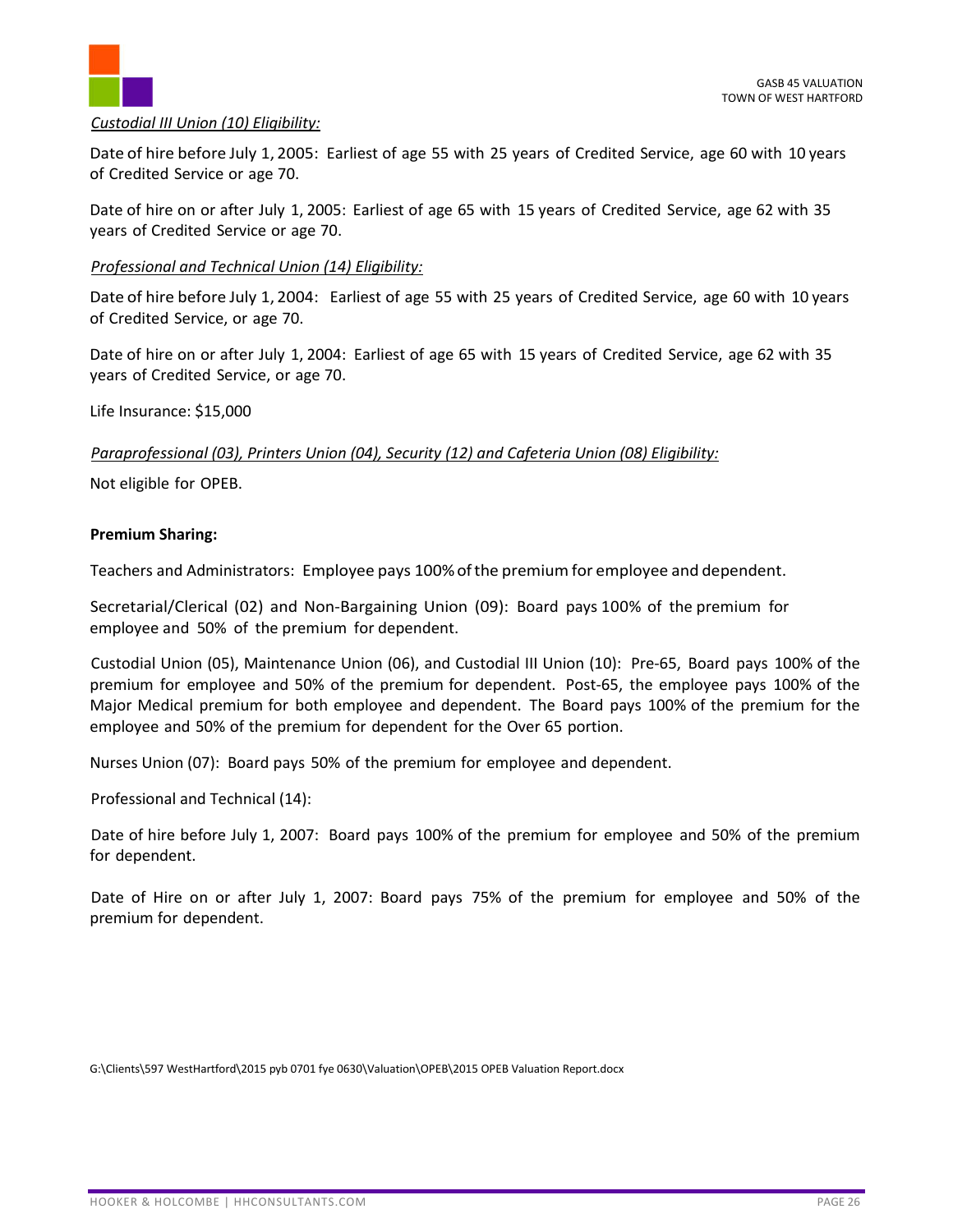*Custodial III Union (10) Eligibility:*

Date of hire before July 1, 2005: Earliest of age 55 with 25 years of Credited Service, age 60 with 10 years of Credited Service or age 70.

Date of hire on or after July 1, 2005: Earliest of age 65 with 15 years of Credited Service, age 62 with 35 years of Credited Service or age 70.

*Professional and Technical Union (14) Eligibility:*

Date of hire before July 1, 2004: Earliest of age 55 with 25 years of Credited Service, age 60 with 10 years of Credited Service, or age 70.

Date of hire on or after July 1, 2004: Earliest of age 65 with 15 years of Credited Service, age 62 with 35 years of Credited Service, or age 70.

Life Insurance: $15,000

*Paraprofessional (03), Printers Union (04), Security (12) and Cafeteria Union (08) Eligibility:*

Not eligible for OPEB.

**Premium Sharing:**

Teachers and Administrators: Employee pays 100% of the premium for employee and dependent.

Secretarial/Clerical (02) and Non-Bargaining Union (09): Board pays 100% of the premium for employee and 50% of the premium for dependent.

Custodial Union (05), Maintenance Union (06), and Custodial III Union (10): Pre-65, Board pays 100% of the premium for employee and 50% of the premium for dependent. Post-65, the employee pays 100% of the Major Medical premium for both employee and dependent. The Board pays 100% of the premium for the employee and 50% of the premium for dependent for the Over 65 portion.

Nurses Union (07): Board pays 50% of the premium for employee and dependent.

Professional and Technical (14):

Date of hire before July 1, 2007: Board pays 100% of the premium for employee and 50% of the premium for dependent.

Date of Hire on or after July 1, 2007: Board pays 75% of the premium for employee and 50% of the premium for dependent.

G:\Clients\597 WestHartford\2015 pyb 0701 fye 0630\Valuation\OPEB\2015 OPEB Valuation Report.docx